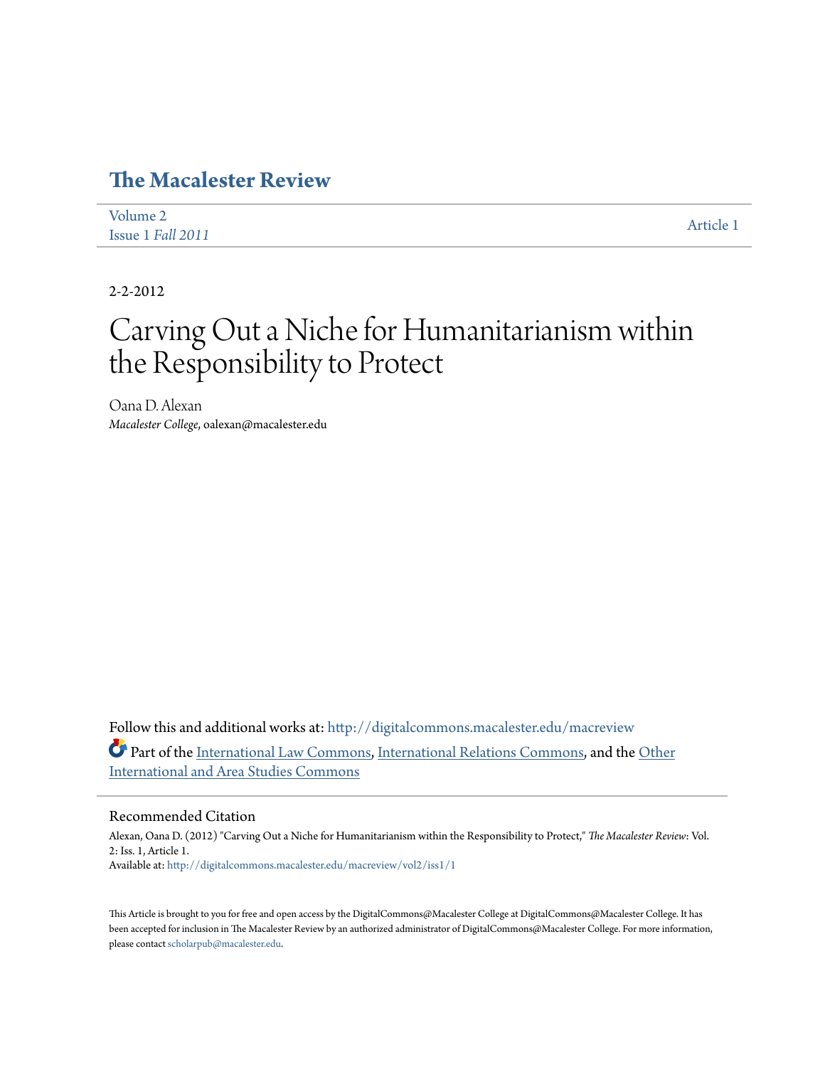# The Macalester Review

Volume 2
Issue 1 *Fall 2011*

Article 1

2-2-2012

# Carving Out a Niche for Humanitarianism within the Responsibility to Protect

Oana D. Alexan
*Macalester College*, oalexan@macalester.edu

Follow this and additional works at: http://digitalcommons.macalester.edu/macreview

Part of the International Law Commons, International Relations Commons, and the Other International and Area Studies Commons

## Recommended Citation

Alexan, Oana D. (2012) "Carving Out a Niche for Humanitarianism within the Responsibility to Protect," *The Macalester Review*: Vol. 2: Iss. 1, Article 1.
Available at: http://digitalcommons.macalester.edu/macreview/vol2/iss1/1

This Article is brought to you for free and open access by the DigitalCommons@Macalester College at DigitalCommons@Macalester College. It has been accepted for inclusion in The Macalester Review by an authorized administrator of DigitalCommons@Macalester College. For more information, please contact scholarpub@macalester.edu.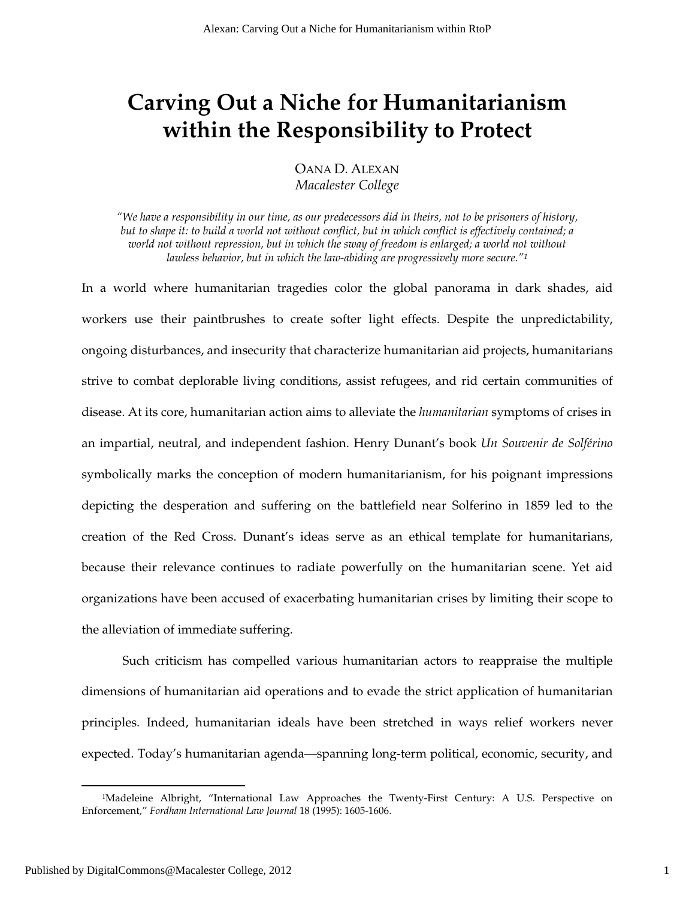# Carving Out a Niche for Humanitarianism within the Responsibility to Protect

OANA D. ALEXAN
*Macalester College*

*"We have a responsibility in our time, as our predecessors did in theirs, not to be prisoners of history, but to shape it: to build a world not without conflict, but in which conflict is effectively contained; a world not without repression, but in which the sway of freedom is enlarged; a world not without lawless behavior, but in which the law-abiding are progressively more secure."*[1]

In a world where humanitarian tragedies color the global panorama in dark shades, aid workers use their paintbrushes to create softer light effects. Despite the unpredictability, ongoing disturbances, and insecurity that characterize humanitarian aid projects, humanitarians strive to combat deplorable living conditions, assist refugees, and rid certain communities of disease. At its core, humanitarian action aims to alleviate the *humanitarian* symptoms of crises in an impartial, neutral, and independent fashion. Henry Dunant's book *Un Souvenir de Solférino* symbolically marks the conception of modern humanitarianism, for his poignant impressions depicting the desperation and suffering on the battlefield near Solferino in 1859 led to the creation of the Red Cross. Dunant's ideas serve as an ethical template for humanitarians, because their relevance continues to radiate powerfully on the humanitarian scene. Yet aid organizations have been accused of exacerbating humanitarian crises by limiting their scope to the alleviation of immediate suffering.

Such criticism has compelled various humanitarian actors to reappraise the multiple dimensions of humanitarian aid operations and to evade the strict application of humanitarian principles. Indeed, humanitarian ideals have been stretched in ways relief workers never expected. Today's humanitarian agenda—spanning long-term political, economic, security, and

[1] Madeleine Albright, "International Law Approaches the Twenty-First Century: A U.S. Perspective on Enforcement," *Fordham International Law Journal* 18 (1995): 1605-1606.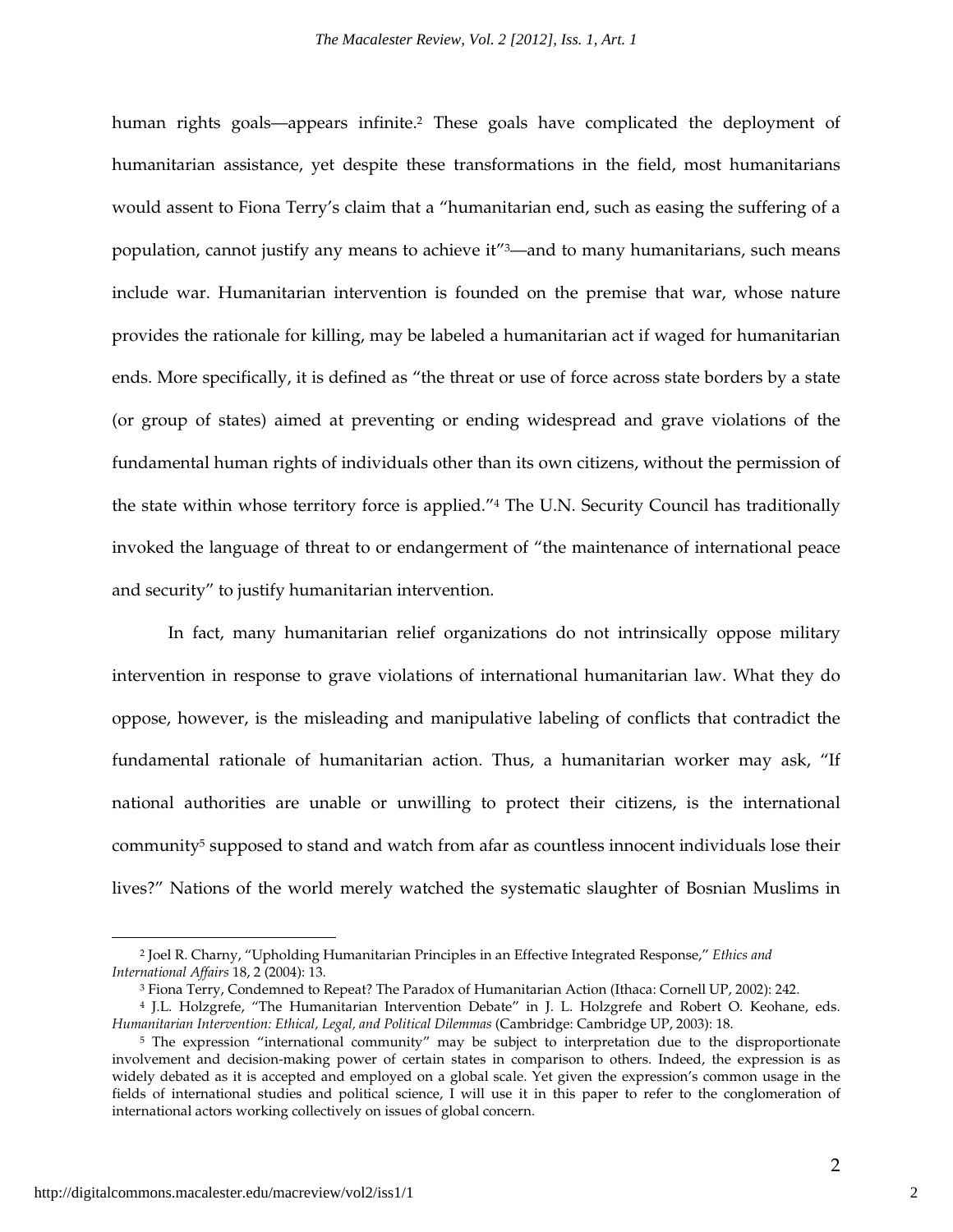human rights goals—appears infinite.[2] These goals have complicated the deployment of humanitarian assistance, yet despite these transformations in the field, most humanitarians would assent to Fiona Terry's claim that a "humanitarian end, such as easing the suffering of a population, cannot justify any means to achieve it"[3]—and to many humanitarians, such means include war. Humanitarian intervention is founded on the premise that war, whose nature provides the rationale for killing, may be labeled a humanitarian act if waged for humanitarian ends. More specifically, it is defined as "the threat or use of force across state borders by a state (or group of states) aimed at preventing or ending widespread and grave violations of the fundamental human rights of individuals other than its own citizens, without the permission of the state within whose territory force is applied."[4] The U.N. Security Council has traditionally invoked the language of threat to or endangerment of "the maintenance of international peace and security" to justify humanitarian intervention.

In fact, many humanitarian relief organizations do not intrinsically oppose military intervention in response to grave violations of international humanitarian law. What they do oppose, however, is the misleading and manipulative labeling of conflicts that contradict the fundamental rationale of humanitarian action. Thus, a humanitarian worker may ask, "If national authorities are unable or unwilling to protect their citizens, is the international community[5] supposed to stand and watch from afar as countless innocent individuals lose their lives?" Nations of the world merely watched the systematic slaughter of Bosnian Muslims in

---

[2] Joel R. Charny, "Upholding Humanitarian Principles in an Effective Integrated Response," *Ethics and International Affairs* 18, 2 (2004): 13.

[3] Fiona Terry, Condemned to Repeat? The Paradox of Humanitarian Action (Ithaca: Cornell UP, 2002): 242.

[4] J.L. Holzgrefe, "The Humanitarian Intervention Debate" in J. L. Holzgrefe and Robert O. Keohane, eds. *Humanitarian Intervention: Ethical, Legal, and Political Dilemmas* (Cambridge: Cambridge UP, 2003): 18.

[5] The expression "international community" may be subject to interpretation due to the disproportionate involvement and decision-making power of certain states in comparison to others. Indeed, the expression is as widely debated as it is accepted and employed on a global scale. Yet given the expression's common usage in the fields of international studies and political science, I will use it in this paper to refer to the conglomeration of international actors working collectively on issues of global concern.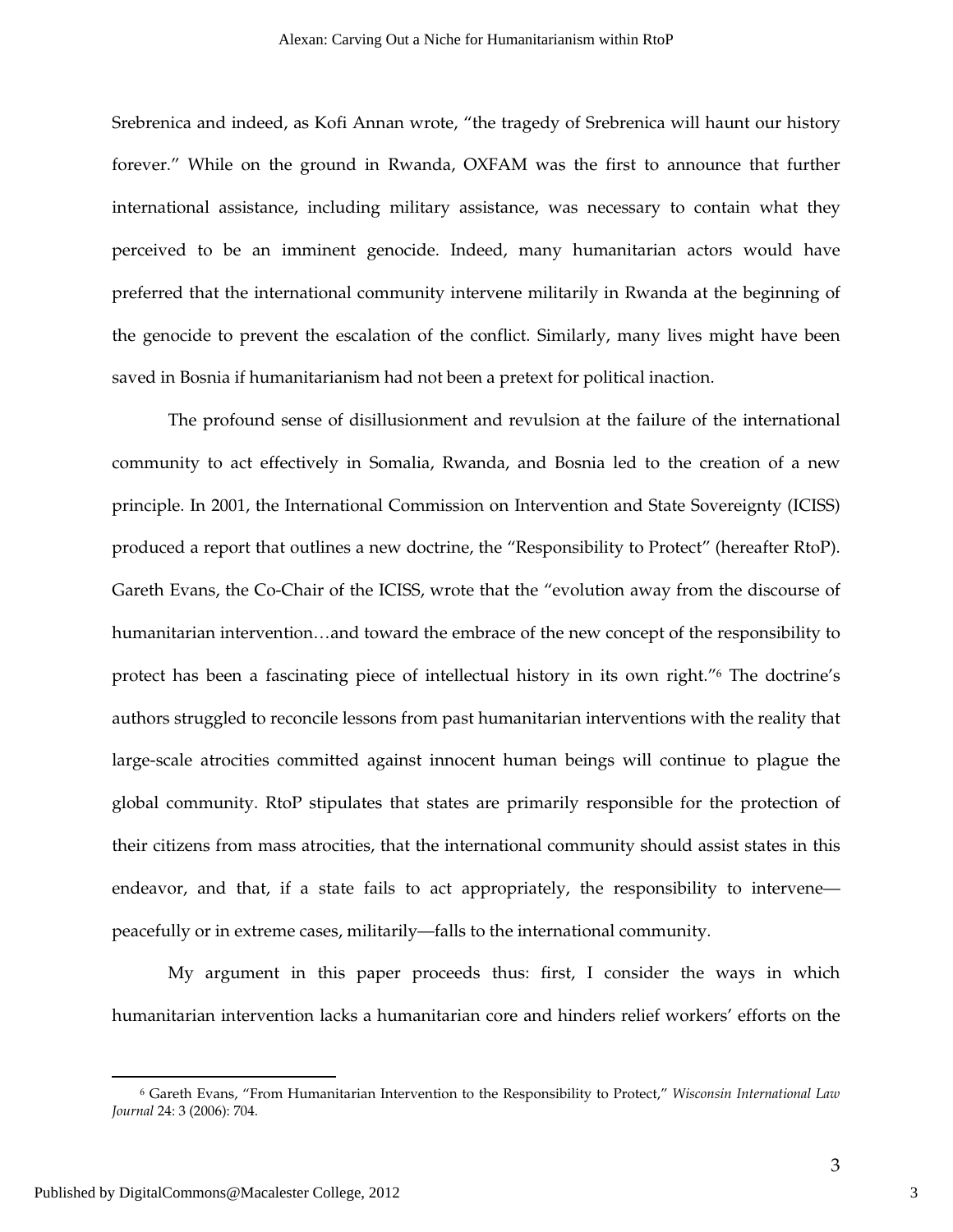Srebrenica and indeed, as Kofi Annan wrote, "the tragedy of Srebrenica will haunt our history forever." While on the ground in Rwanda, OXFAM was the first to announce that further international assistance, including military assistance, was necessary to contain what they perceived to be an imminent genocide. Indeed, many humanitarian actors would have preferred that the international community intervene militarily in Rwanda at the beginning of the genocide to prevent the escalation of the conflict. Similarly, many lives might have been saved in Bosnia if humanitarianism had not been a pretext for political inaction.

The profound sense of disillusionment and revulsion at the failure of the international community to act effectively in Somalia, Rwanda, and Bosnia led to the creation of a new principle. In 2001, the International Commission on Intervention and State Sovereignty (ICISS) produced a report that outlines a new doctrine, the "Responsibility to Protect" (hereafter RtoP). Gareth Evans, the Co-Chair of the ICISS, wrote that the "evolution away from the discourse of humanitarian intervention…and toward the embrace of the new concept of the responsibility to protect has been a fascinating piece of intellectual history in its own right."[6] The doctrine's authors struggled to reconcile lessons from past humanitarian interventions with the reality that large-scale atrocities committed against innocent human beings will continue to plague the global community. RtoP stipulates that states are primarily responsible for the protection of their citizens from mass atrocities, that the international community should assist states in this endeavor, and that, if a state fails to act appropriately, the responsibility to intervene—peacefully or in extreme cases, militarily—falls to the international community.

My argument in this paper proceeds thus: first, I consider the ways in which humanitarian intervention lacks a humanitarian core and hinders relief workers' efforts on the

[6] Gareth Evans, "From Humanitarian Intervention to the Responsibility to Protect," *Wisconsin International Law Journal* 24: 3 (2006): 704.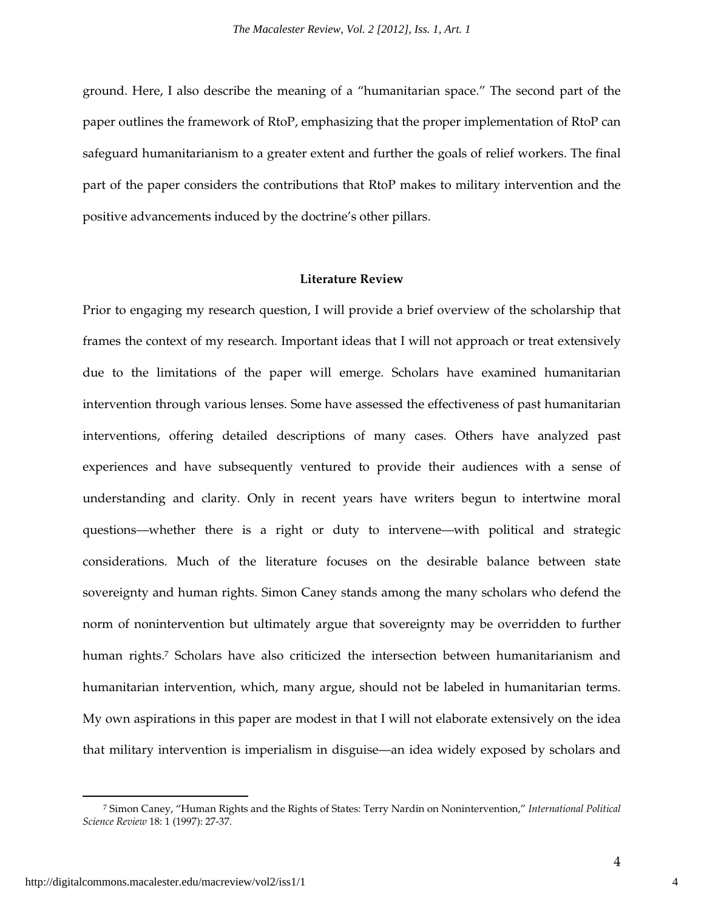ground. Here, I also describe the meaning of a "humanitarian space." The second part of the paper outlines the framework of RtoP, emphasizing that the proper implementation of RtoP can safeguard humanitarianism to a greater extent and further the goals of relief workers. The final part of the paper considers the contributions that RtoP makes to military intervention and the positive advancements induced by the doctrine's other pillars.

## Literature Review

Prior to engaging my research question, I will provide a brief overview of the scholarship that frames the context of my research. Important ideas that I will not approach or treat extensively due to the limitations of the paper will emerge. Scholars have examined humanitarian intervention through various lenses. Some have assessed the effectiveness of past humanitarian interventions, offering detailed descriptions of many cases. Others have analyzed past experiences and have subsequently ventured to provide their audiences with a sense of understanding and clarity. Only in recent years have writers begun to intertwine moral questions—whether there is a right or duty to intervene—with political and strategic considerations. Much of the literature focuses on the desirable balance between state sovereignty and human rights. Simon Caney stands among the many scholars who defend the norm of nonintervention but ultimately argue that sovereignty may be overridden to further human rights.[7] Scholars have also criticized the intersection between humanitarianism and humanitarian intervention, which, many argue, should not be labeled in humanitarian terms. My own aspirations in this paper are modest in that I will not elaborate extensively on the idea that military intervention is imperialism in disguise—an idea widely exposed by scholars and

[7] Simon Caney, "Human Rights and the Rights of States: Terry Nardin on Nonintervention," *International Political Science Review* 18: 1 (1997): 27-37.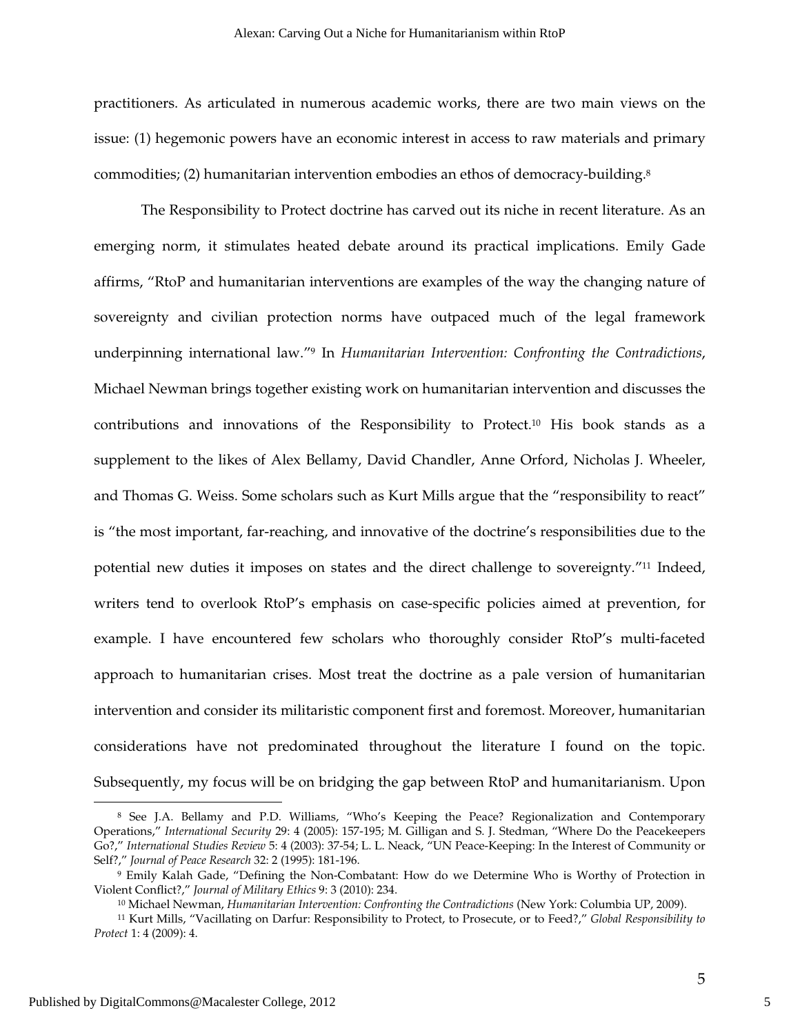practitioners. As articulated in numerous academic works, there are two main views on the issue: (1) hegemonic powers have an economic interest in access to raw materials and primary commodities; (2) humanitarian intervention embodies an ethos of democracy-building.[8]

The Responsibility to Protect doctrine has carved out its niche in recent literature. As an emerging norm, it stimulates heated debate around its practical implications. Emily Gade affirms, "RtoP and humanitarian interventions are examples of the way the changing nature of sovereignty and civilian protection norms have outpaced much of the legal framework underpinning international law."[9] In *Humanitarian Intervention: Confronting the Contradictions*, Michael Newman brings together existing work on humanitarian intervention and discusses the contributions and innovations of the Responsibility to Protect.[10] His book stands as a supplement to the likes of Alex Bellamy, David Chandler, Anne Orford, Nicholas J. Wheeler, and Thomas G. Weiss. Some scholars such as Kurt Mills argue that the "responsibility to react" is "the most important, far-reaching, and innovative of the doctrine's responsibilities due to the potential new duties it imposes on states and the direct challenge to sovereignty."[11] Indeed, writers tend to overlook RtoP's emphasis on case-specific policies aimed at prevention, for example. I have encountered few scholars who thoroughly consider RtoP's multi-faceted approach to humanitarian crises. Most treat the doctrine as a pale version of humanitarian intervention and consider its militaristic component first and foremost. Moreover, humanitarian considerations have not predominated throughout the literature I found on the topic. Subsequently, my focus will be on bridging the gap between RtoP and humanitarianism. Upon

---

[8] See J.A. Bellamy and P.D. Williams, "Who's Keeping the Peace? Regionalization and Contemporary Operations," *International Security* 29: 4 (2005): 157-195; M. Gilligan and S. J. Stedman, "Where Do the Peacekeepers Go?," *International Studies Review* 5: 4 (2003): 37-54; L. L. Neack, "UN Peace-Keeping: In the Interest of Community or Self?," *Journal of Peace Research* 32: 2 (1995): 181-196.

[9] Emily Kalah Gade, "Defining the Non-Combatant: How do we Determine Who is Worthy of Protection in Violent Conflict?," *Journal of Military Ethics* 9: 3 (2010): 234.

[10] Michael Newman, *Humanitarian Intervention: Confronting the Contradictions* (New York: Columbia UP, 2009).

[11] Kurt Mills, "Vacillating on Darfur: Responsibility to Protect, to Prosecute, or to Feed?," *Global Responsibility to Protect* 1: 4 (2009): 4.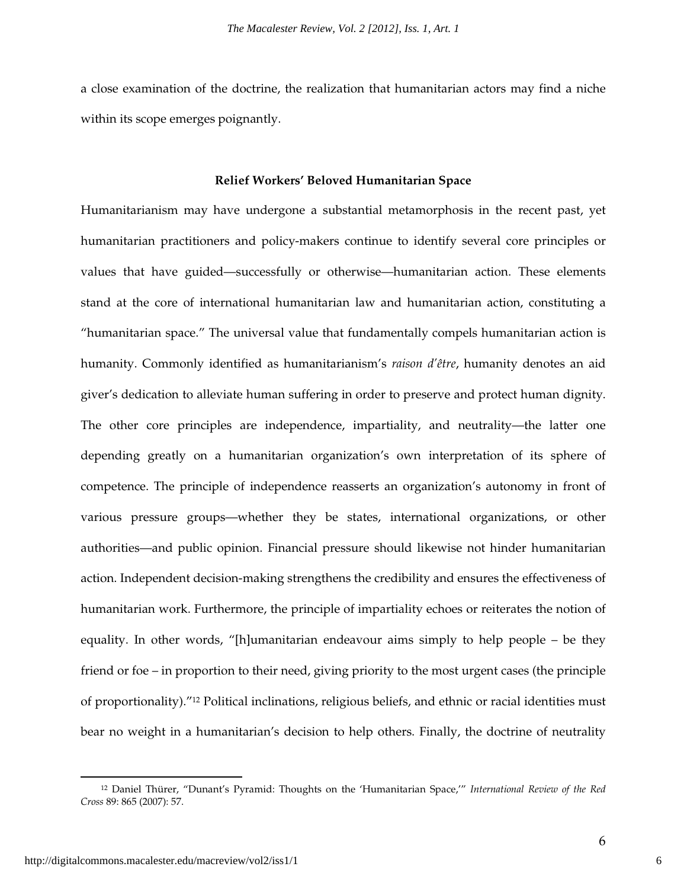a close examination of the doctrine, the realization that humanitarian actors may find a niche within its scope emerges poignantly.

## Relief Workers' Beloved Humanitarian Space

Humanitarianism may have undergone a substantial metamorphosis in the recent past, yet humanitarian practitioners and policy-makers continue to identify several core principles or values that have guided—successfully or otherwise—humanitarian action. These elements stand at the core of international humanitarian law and humanitarian action, constituting a "humanitarian space." The universal value that fundamentally compels humanitarian action is humanity. Commonly identified as humanitarianism's *raison d'être*, humanity denotes an aid giver's dedication to alleviate human suffering in order to preserve and protect human dignity. The other core principles are independence, impartiality, and neutrality—the latter one depending greatly on a humanitarian organization's own interpretation of its sphere of competence. The principle of independence reasserts an organization's autonomy in front of various pressure groups—whether they be states, international organizations, or other authorities—and public opinion. Financial pressure should likewise not hinder humanitarian action. Independent decision-making strengthens the credibility and ensures the effectiveness of humanitarian work. Furthermore, the principle of impartiality echoes or reiterates the notion of equality. In other words, "[h]umanitarian endeavour aims simply to help people – be they friend or foe – in proportion to their need, giving priority to the most urgent cases (the principle of proportionality)."[12] Political inclinations, religious beliefs, and ethnic or racial identities must bear no weight in a humanitarian's decision to help others. Finally, the doctrine of neutrality

[12] Daniel Thürer, "Dunant's Pyramid: Thoughts on the 'Humanitarian Space,'" *International Review of the Red Cross* 89: 865 (2007): 57.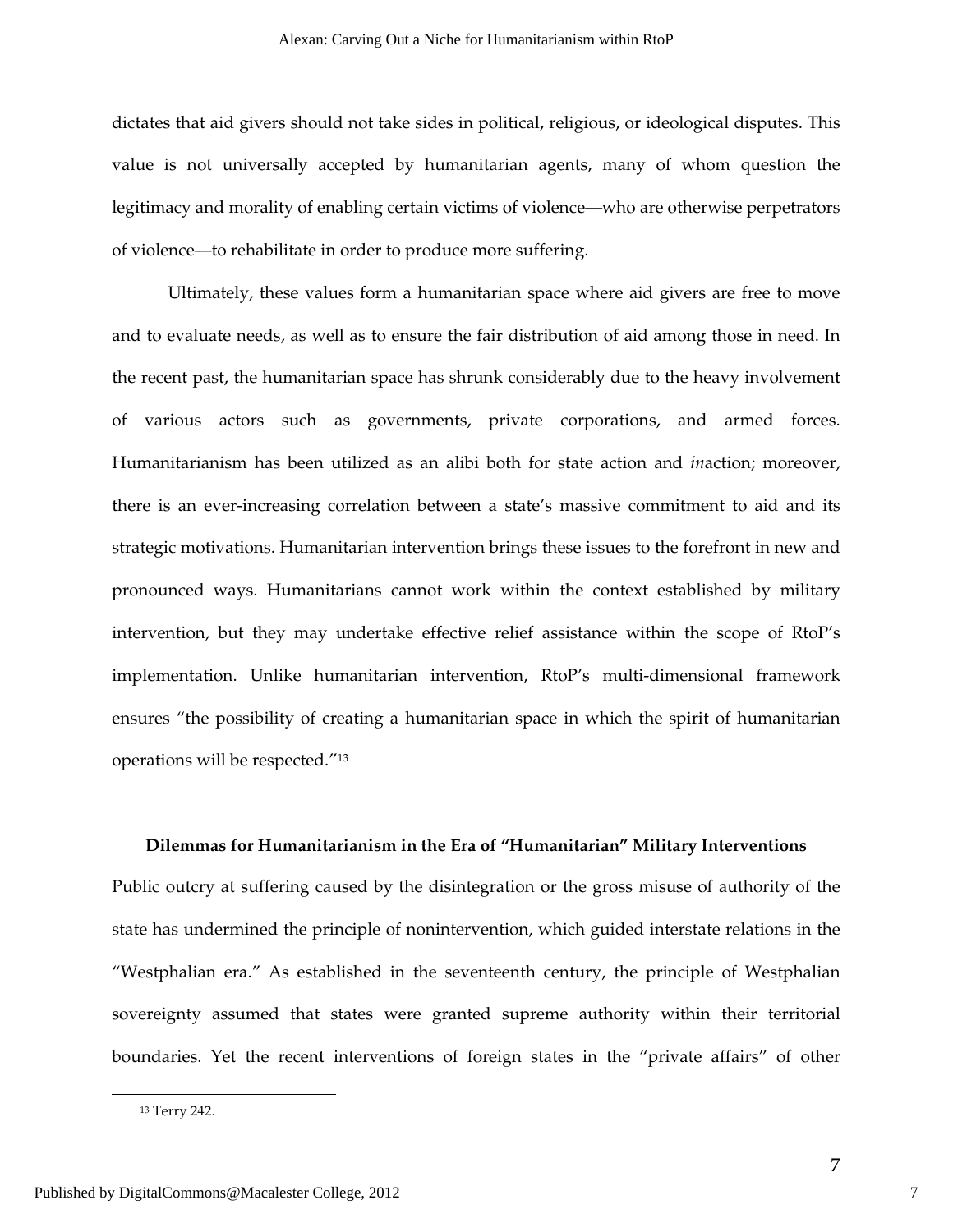dictates that aid givers should not take sides in political, religious, or ideological disputes. This value is not universally accepted by humanitarian agents, many of whom question the legitimacy and morality of enabling certain victims of violence—who are otherwise perpetrators of violence—to rehabilitate in order to produce more suffering.

Ultimately, these values form a humanitarian space where aid givers are free to move and to evaluate needs, as well as to ensure the fair distribution of aid among those in need. In the recent past, the humanitarian space has shrunk considerably due to the heavy involvement of various actors such as governments, private corporations, and armed forces. Humanitarianism has been utilized as an alibi both for state action and *in*action; moreover, there is an ever-increasing correlation between a state's massive commitment to aid and its strategic motivations. Humanitarian intervention brings these issues to the forefront in new and pronounced ways. Humanitarians cannot work within the context established by military intervention, but they may undertake effective relief assistance within the scope of RtoP's implementation. Unlike humanitarian intervention, RtoP's multi-dimensional framework ensures "the possibility of creating a humanitarian space in which the spirit of humanitarian operations will be respected."[13]

## Dilemmas for Humanitarianism in the Era of "Humanitarian" Military Interventions

Public outcry at suffering caused by the disintegration or the gross misuse of authority of the state has undermined the principle of nonintervention, which guided interstate relations in the "Westphalian era." As established in the seventeenth century, the principle of Westphalian sovereignty assumed that states were granted supreme authority within their territorial boundaries. Yet the recent interventions of foreign states in the "private affairs" of other

[13] Terry 242.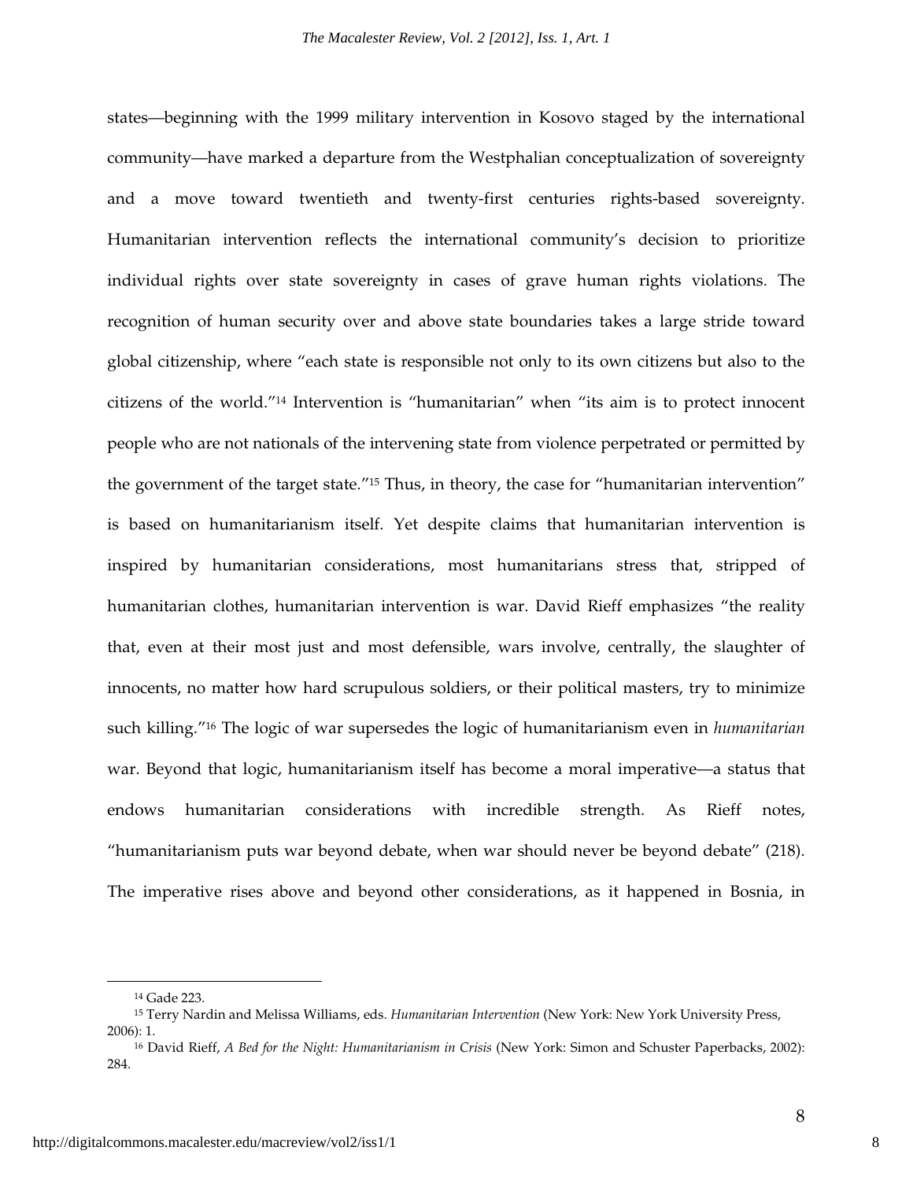states—beginning with the 1999 military intervention in Kosovo staged by the international community—have marked a departure from the Westphalian conceptualization of sovereignty and a move toward twentieth and twenty-first centuries rights-based sovereignty. Humanitarian intervention reflects the international community's decision to prioritize individual rights over state sovereignty in cases of grave human rights violations. The recognition of human security over and above state boundaries takes a large stride toward global citizenship, where "each state is responsible not only to its own citizens but also to the citizens of the world."[14] Intervention is "humanitarian" when "its aim is to protect innocent people who are not nationals of the intervening state from violence perpetrated or permitted by the government of the target state."[15] Thus, in theory, the case for "humanitarian intervention" is based on humanitarianism itself. Yet despite claims that humanitarian intervention is inspired by humanitarian considerations, most humanitarians stress that, stripped of humanitarian clothes, humanitarian intervention is war. David Rieff emphasizes "the reality that, even at their most just and most defensible, wars involve, centrally, the slaughter of innocents, no matter how hard scrupulous soldiers, or their political masters, try to minimize such killing."[16] The logic of war supersedes the logic of humanitarianism even in *humanitarian* war. Beyond that logic, humanitarianism itself has become a moral imperative—a status that endows humanitarian considerations with incredible strength. As Rieff notes, "humanitarianism puts war beyond debate, when war should never be beyond debate" (218). The imperative rises above and beyond other considerations, as it happened in Bosnia, in

---

[14] Gade 223.

[15] Terry Nardin and Melissa Williams, eds. *Humanitarian Intervention* (New York: New York University Press, 2006): 1.

[16] David Rieff, *A Bed for the Night: Humanitarianism in Crisis* (New York: Simon and Schuster Paperbacks, 2002): 284.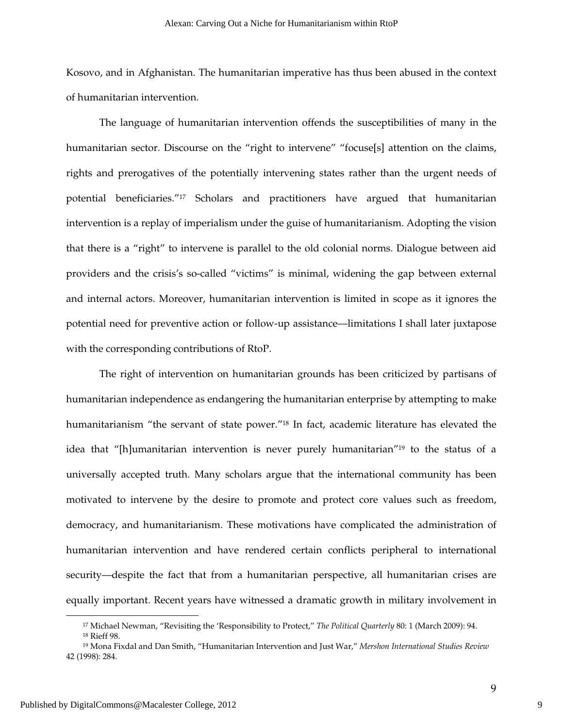Kosovo, and in Afghanistan. The humanitarian imperative has thus been abused in the context of humanitarian intervention.

The language of humanitarian intervention offends the susceptibilities of many in the humanitarian sector. Discourse on the "right to intervene" "focuse[s] attention on the claims, rights and prerogatives of the potentially intervening states rather than the urgent needs of potential beneficiaries."[17] Scholars and practitioners have argued that humanitarian intervention is a replay of imperialism under the guise of humanitarianism. Adopting the vision that there is a "right" to intervene is parallel to the old colonial norms. Dialogue between aid providers and the crisis's so-called "victims" is minimal, widening the gap between external and internal actors. Moreover, humanitarian intervention is limited in scope as it ignores the potential need for preventive action or follow-up assistance—limitations I shall later juxtapose with the corresponding contributions of RtoP.

The right of intervention on humanitarian grounds has been criticized by partisans of humanitarian independence as endangering the humanitarian enterprise by attempting to make humanitarianism "the servant of state power."[18] In fact, academic literature has elevated the idea that "[h]umanitarian intervention is never purely humanitarian"[19] to the status of a universally accepted truth. Many scholars argue that the international community has been motivated to intervene by the desire to promote and protect core values such as freedom, democracy, and humanitarianism. These motivations have complicated the administration of humanitarian intervention and have rendered certain conflicts peripheral to international security—despite the fact that from a humanitarian perspective, all humanitarian crises are equally important. Recent years have witnessed a dramatic growth in military involvement in

---

[17] Michael Newman, "Revisiting the 'Responsibility to Protect,'" *The Political Quarterly* 80: 1 (March 2009): 94.

[18] Rieff 98.

[19] Mona Fixdal and Dan Smith, "Humanitarian Intervention and Just War," *Mershon International Studies Review* 42 (1998): 284.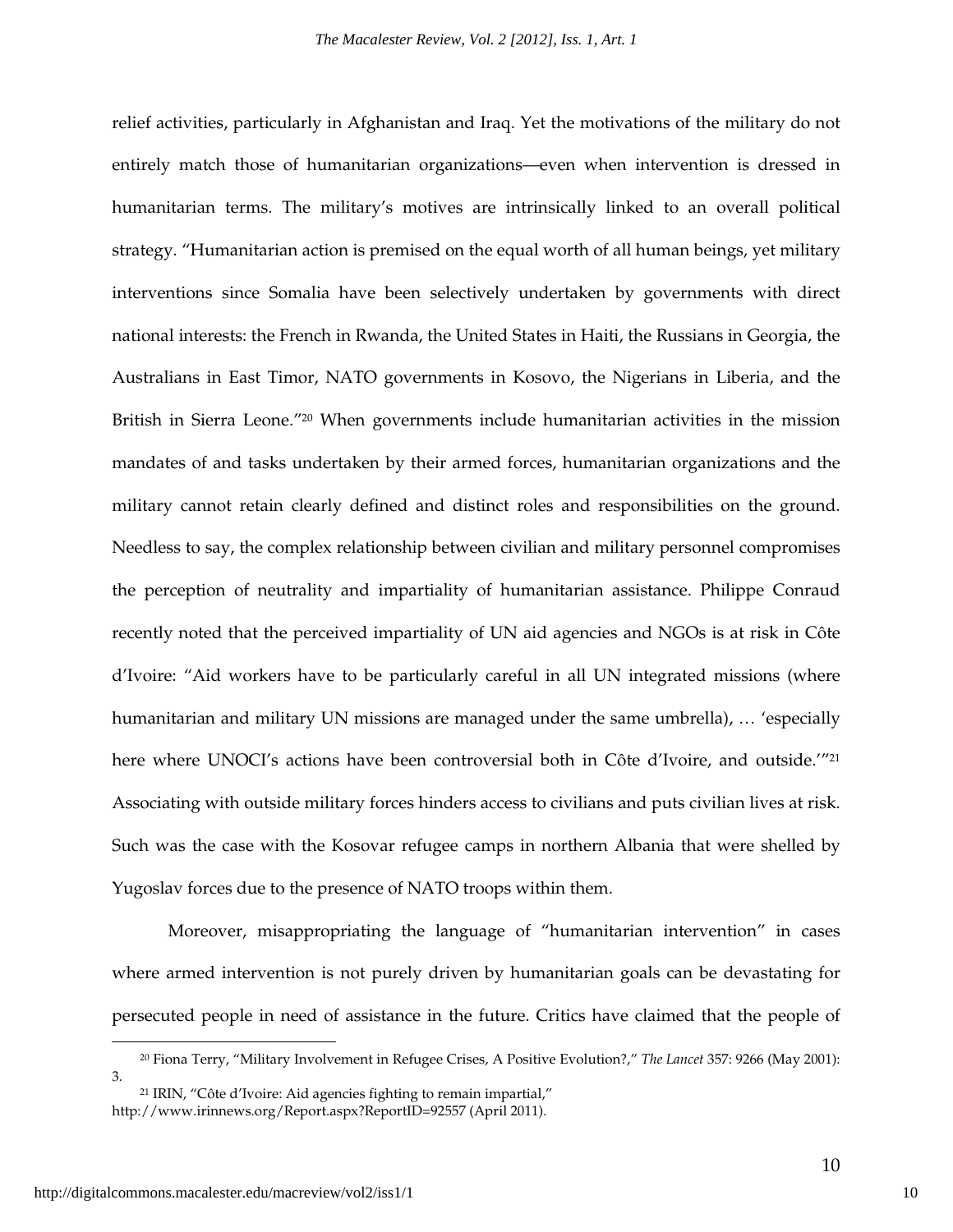relief activities, particularly in Afghanistan and Iraq. Yet the motivations of the military do not entirely match those of humanitarian organizations—even when intervention is dressed in humanitarian terms. The military's motives are intrinsically linked to an overall political strategy. "Humanitarian action is premised on the equal worth of all human beings, yet military interventions since Somalia have been selectively undertaken by governments with direct national interests: the French in Rwanda, the United States in Haiti, the Russians in Georgia, the Australians in East Timor, NATO governments in Kosovo, the Nigerians in Liberia, and the British in Sierra Leone."[20] When governments include humanitarian activities in the mission mandates of and tasks undertaken by their armed forces, humanitarian organizations and the military cannot retain clearly defined and distinct roles and responsibilities on the ground. Needless to say, the complex relationship between civilian and military personnel compromises the perception of neutrality and impartiality of humanitarian assistance. Philippe Conraud recently noted that the perceived impartiality of UN aid agencies and NGOs is at risk in Côte d'Ivoire: "Aid workers have to be particularly careful in all UN integrated missions (where humanitarian and military UN missions are managed under the same umbrella), … 'especially here where UNOCI's actions have been controversial both in Côte d'Ivoire, and outside.'"[21] Associating with outside military forces hinders access to civilians and puts civilian lives at risk. Such was the case with the Kosovar refugee camps in northern Albania that were shelled by Yugoslav forces due to the presence of NATO troops within them.

Moreover, misappropriating the language of "humanitarian intervention" in cases where armed intervention is not purely driven by humanitarian goals can be devastating for persecuted people in need of assistance in the future. Critics have claimed that the people of

---

[20] Fiona Terry, "Military Involvement in Refugee Crises, A Positive Evolution?," *The Lancet* 357: 9266 (May 2001): 3.

[21] IRIN, "Côte d'Ivoire: Aid agencies fighting to remain impartial," http://www.irinnews.org/Report.aspx?ReportID=92557 (April 2011).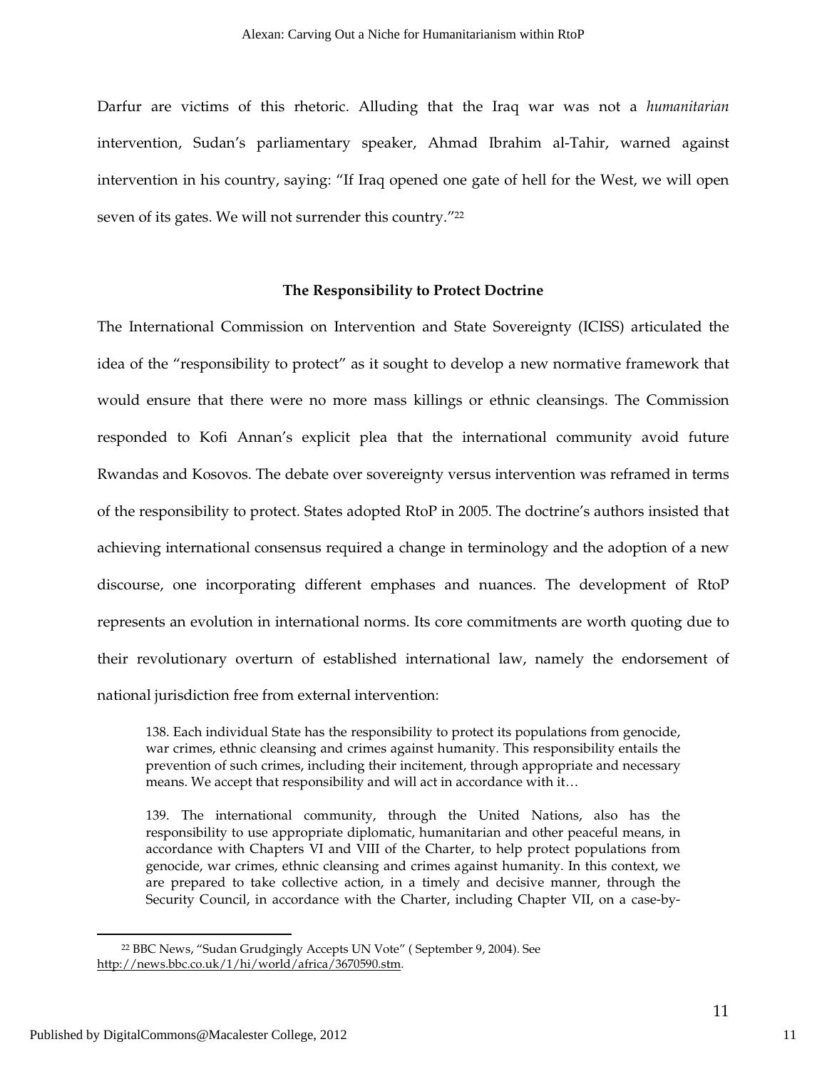Darfur are victims of this rhetoric. Alluding that the Iraq war was not a *humanitarian* intervention, Sudan's parliamentary speaker, Ahmad Ibrahim al-Tahir, warned against intervention in his country, saying: "If Iraq opened one gate of hell for the West, we will open seven of its gates. We will not surrender this country."[22]

### The Responsibility to Protect Doctrine

The International Commission on Intervention and State Sovereignty (ICISS) articulated the idea of the "responsibility to protect" as it sought to develop a new normative framework that would ensure that there were no more mass killings or ethnic cleansings. The Commission responded to Kofi Annan's explicit plea that the international community avoid future Rwandas and Kosovos. The debate over sovereignty versus intervention was reframed in terms of the responsibility to protect. States adopted RtoP in 2005. The doctrine's authors insisted that achieving international consensus required a change in terminology and the adoption of a new discourse, one incorporating different emphases and nuances. The development of RtoP represents an evolution in international norms. Its core commitments are worth quoting due to their revolutionary overturn of established international law, namely the endorsement of national jurisdiction free from external intervention:

> 138. Each individual State has the responsibility to protect its populations from genocide, war crimes, ethnic cleansing and crimes against humanity. This responsibility entails the prevention of such crimes, including their incitement, through appropriate and necessary means. We accept that responsibility and will act in accordance with it…
>
> 139. The international community, through the United Nations, also has the responsibility to use appropriate diplomatic, humanitarian and other peaceful means, in accordance with Chapters VI and VIII of the Charter, to help protect populations from genocide, war crimes, ethnic cleansing and crimes against humanity. In this context, we are prepared to take collective action, in a timely and decisive manner, through the Security Council, in accordance with the Charter, including Chapter VII, on a case-by-

[22] BBC News, "Sudan Grudgingly Accepts UN Vote" ( September 9, 2004). See http://news.bbc.co.uk/1/hi/world/africa/3670590.stm.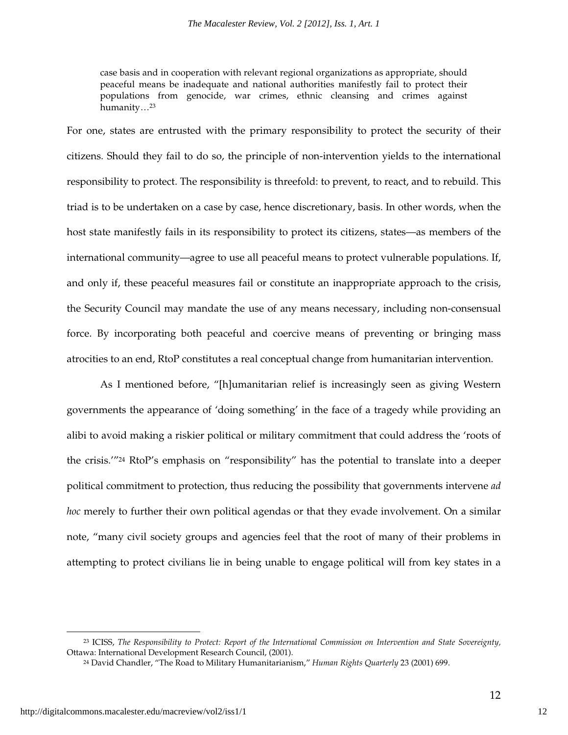> case basis and in cooperation with relevant regional organizations as appropriate, should peaceful means be inadequate and national authorities manifestly fail to protect their populations from genocide, war crimes, ethnic cleansing and crimes against humanity…[23]

For one, states are entrusted with the primary responsibility to protect the security of their citizens. Should they fail to do so, the principle of non-intervention yields to the international responsibility to protect. The responsibility is threefold: to prevent, to react, and to rebuild. This triad is to be undertaken on a case by case, hence discretionary, basis. In other words, when the host state manifestly fails in its responsibility to protect its citizens, states—as members of the international community—agree to use all peaceful means to protect vulnerable populations. If, and only if, these peaceful measures fail or constitute an inappropriate approach to the crisis, the Security Council may mandate the use of any means necessary, including non-consensual force. By incorporating both peaceful and coercive means of preventing or bringing mass atrocities to an end, RtoP constitutes a real conceptual change from humanitarian intervention.

As I mentioned before, "[h]umanitarian relief is increasingly seen as giving Western governments the appearance of 'doing something' in the face of a tragedy while providing an alibi to avoid making a riskier political or military commitment that could address the 'roots of the crisis.'"[24] RtoP's emphasis on "responsibility" has the potential to translate into a deeper political commitment to protection, thus reducing the possibility that governments intervene *ad hoc* merely to further their own political agendas or that they evade involvement. On a similar note, "many civil society groups and agencies feel that the root of many of their problems in attempting to protect civilians lie in being unable to engage political will from key states in a

---

[23] ICISS, *The Responsibility to Protect: Report of the International Commission on Intervention and State Sovereignty,* Ottawa: International Development Research Council, (2001).

[24] David Chandler, "The Road to Military Humanitarianism," *Human Rights Quarterly* 23 (2001) 699.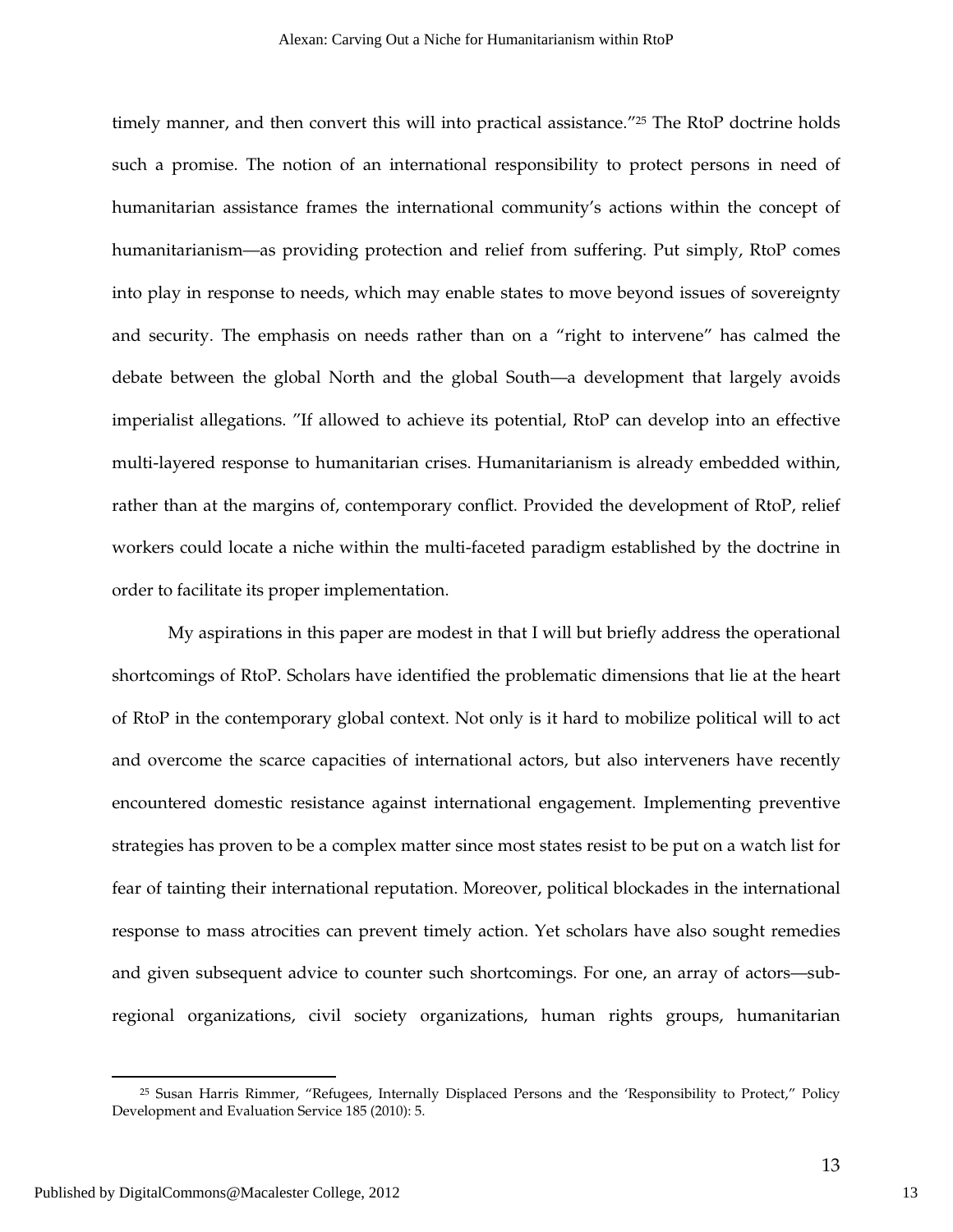timely manner, and then convert this will into practical assistance."[25] The RtoP doctrine holds such a promise. The notion of an international responsibility to protect persons in need of humanitarian assistance frames the international community's actions within the concept of humanitarianism—as providing protection and relief from suffering. Put simply, RtoP comes into play in response to needs, which may enable states to move beyond issues of sovereignty and security. The emphasis on needs rather than on a "right to intervene" has calmed the debate between the global North and the global South—a development that largely avoids imperialist allegations. "If allowed to achieve its potential, RtoP can develop into an effective multi-layered response to humanitarian crises. Humanitarianism is already embedded within, rather than at the margins of, contemporary conflict. Provided the development of RtoP, relief workers could locate a niche within the multi-faceted paradigm established by the doctrine in order to facilitate its proper implementation.

My aspirations in this paper are modest in that I will but briefly address the operational shortcomings of RtoP. Scholars have identified the problematic dimensions that lie at the heart of RtoP in the contemporary global context. Not only is it hard to mobilize political will to act and overcome the scarce capacities of international actors, but also interveners have recently encountered domestic resistance against international engagement. Implementing preventive strategies has proven to be a complex matter since most states resist to be put on a watch list for fear of tainting their international reputation. Moreover, political blockades in the international response to mass atrocities can prevent timely action. Yet scholars have also sought remedies and given subsequent advice to counter such shortcomings. For one, an array of actors—sub-regional organizations, civil society organizations, human rights groups, humanitarian

[25] Susan Harris Rimmer, "Refugees, Internally Displaced Persons and the 'Responsibility to Protect,'" Policy Development and Evaluation Service 185 (2010): 5.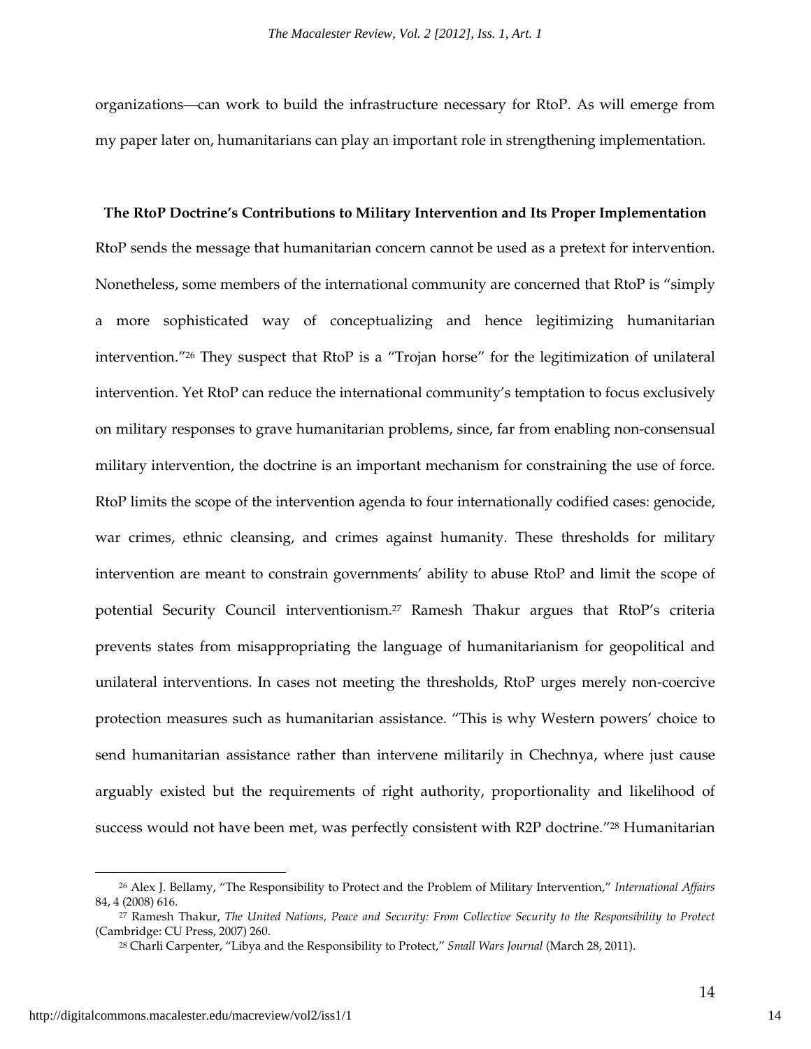organizations—can work to build the infrastructure necessary for RtoP. As will emerge from my paper later on, humanitarians can play an important role in strengthening implementation.

### The RtoP Doctrine's Contributions to Military Intervention and Its Proper Implementation

RtoP sends the message that humanitarian concern cannot be used as a pretext for intervention. Nonetheless, some members of the international community are concerned that RtoP is "simply a more sophisticated way of conceptualizing and hence legitimizing humanitarian intervention."[26] They suspect that RtoP is a "Trojan horse" for the legitimization of unilateral intervention. Yet RtoP can reduce the international community's temptation to focus exclusively on military responses to grave humanitarian problems, since, far from enabling non-consensual military intervention, the doctrine is an important mechanism for constraining the use of force. RtoP limits the scope of the intervention agenda to four internationally codified cases: genocide, war crimes, ethnic cleansing, and crimes against humanity. These thresholds for military intervention are meant to constrain governments' ability to abuse RtoP and limit the scope of potential Security Council interventionism.[27] Ramesh Thakur argues that RtoP's criteria prevents states from misappropriating the language of humanitarianism for geopolitical and unilateral interventions. In cases not meeting the thresholds, RtoP urges merely non-coercive protection measures such as humanitarian assistance. "This is why Western powers' choice to send humanitarian assistance rather than intervene militarily in Chechnya, where just cause arguably existed but the requirements of right authority, proportionality and likelihood of success would not have been met, was perfectly consistent with R2P doctrine."[28] Humanitarian

---

[26] Alex J. Bellamy, "The Responsibility to Protect and the Problem of Military Intervention," *International Affairs* 84, 4 (2008) 616.

[27] Ramesh Thakur, *The United Nations, Peace and Security: From Collective Security to the Responsibility to Protect* (Cambridge: CU Press, 2007) 260.

[28] Charli Carpenter, "Libya and the Responsibility to Protect," *Small Wars Journal* (March 28, 2011).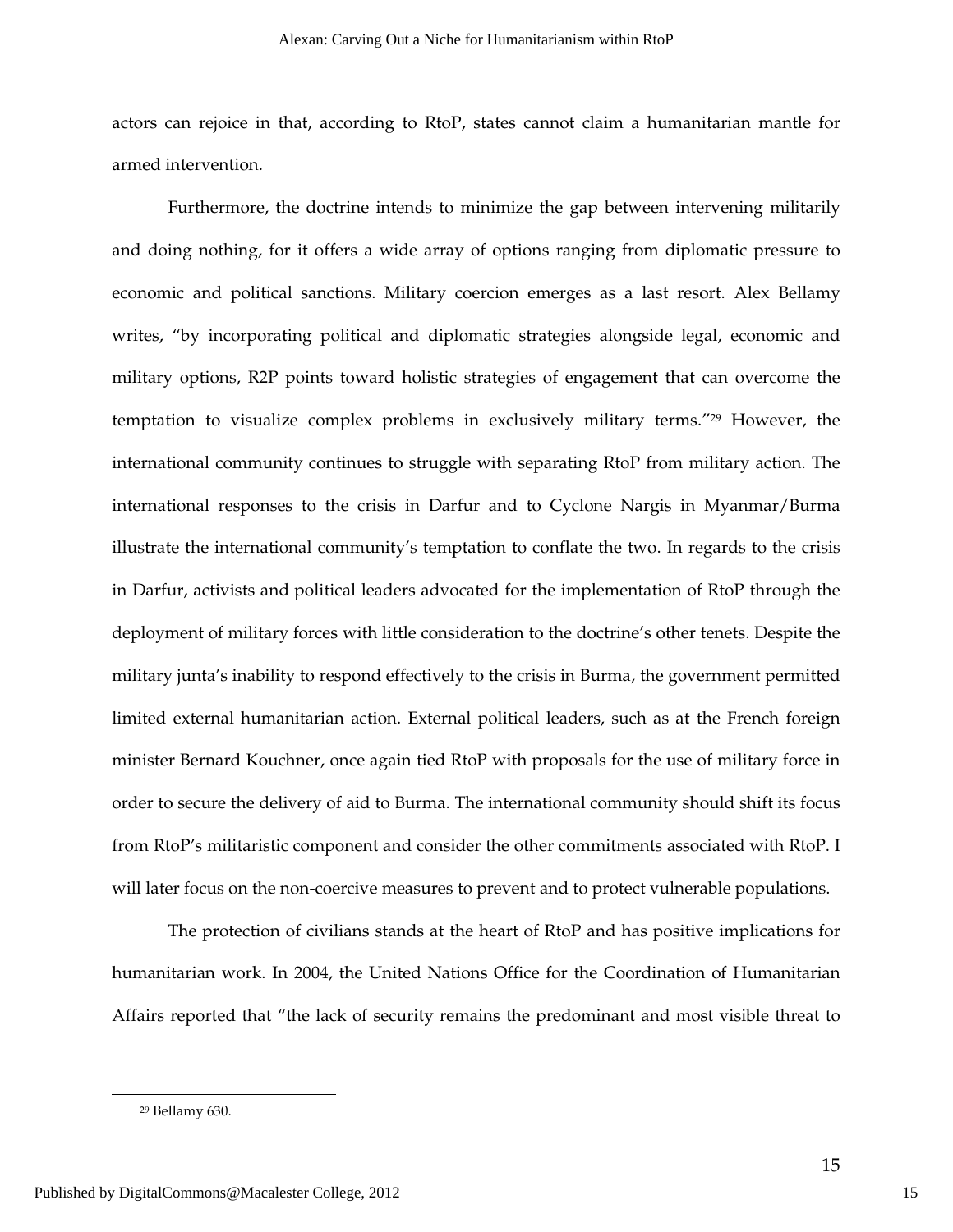actors can rejoice in that, according to RtoP, states cannot claim a humanitarian mantle for armed intervention.

Furthermore, the doctrine intends to minimize the gap between intervening militarily and doing nothing, for it offers a wide array of options ranging from diplomatic pressure to economic and political sanctions. Military coercion emerges as a last resort. Alex Bellamy writes, "by incorporating political and diplomatic strategies alongside legal, economic and military options, R2P points toward holistic strategies of engagement that can overcome the temptation to visualize complex problems in exclusively military terms."[29] However, the international community continues to struggle with separating RtoP from military action. The international responses to the crisis in Darfur and to Cyclone Nargis in Myanmar/Burma illustrate the international community's temptation to conflate the two. In regards to the crisis in Darfur, activists and political leaders advocated for the implementation of RtoP through the deployment of military forces with little consideration to the doctrine's other tenets. Despite the military junta's inability to respond effectively to the crisis in Burma, the government permitted limited external humanitarian action. External political leaders, such as at the French foreign minister Bernard Kouchner, once again tied RtoP with proposals for the use of military force in order to secure the delivery of aid to Burma. The international community should shift its focus from RtoP's militaristic component and consider the other commitments associated with RtoP. I will later focus on the non-coercive measures to prevent and to protect vulnerable populations.

The protection of civilians stands at the heart of RtoP and has positive implications for humanitarian work. In 2004, the United Nations Office for the Coordination of Humanitarian Affairs reported that "the lack of security remains the predominant and most visible threat to

[29] Bellamy 630.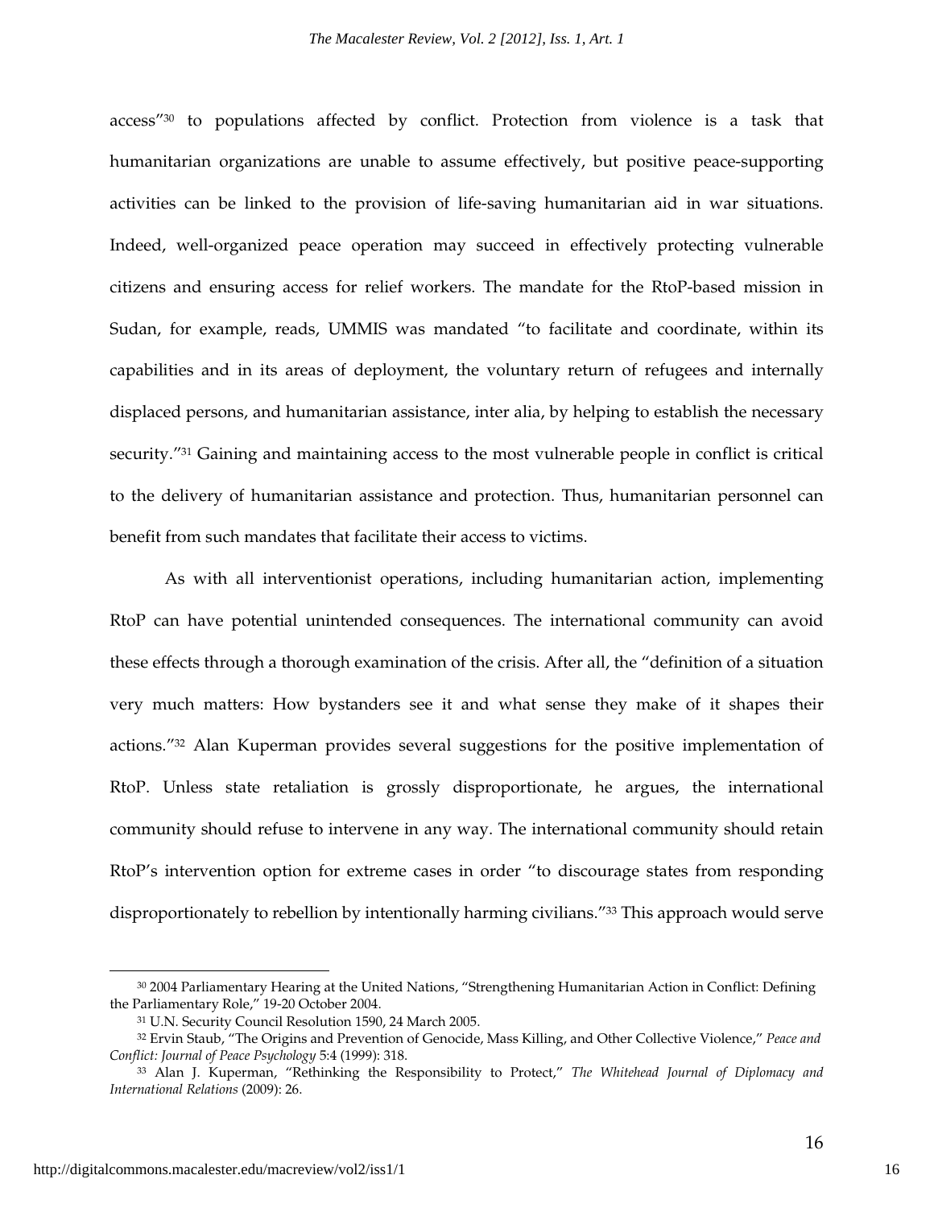access"[30] to populations affected by conflict. Protection from violence is a task that humanitarian organizations are unable to assume effectively, but positive peace-supporting activities can be linked to the provision of life-saving humanitarian aid in war situations. Indeed, well-organized peace operation may succeed in effectively protecting vulnerable citizens and ensuring access for relief workers. The mandate for the RtoP-based mission in Sudan, for example, reads, UMMIS was mandated "to facilitate and coordinate, within its capabilities and in its areas of deployment, the voluntary return of refugees and internally displaced persons, and humanitarian assistance, inter alia, by helping to establish the necessary security."[31] Gaining and maintaining access to the most vulnerable people in conflict is critical to the delivery of humanitarian assistance and protection. Thus, humanitarian personnel can benefit from such mandates that facilitate their access to victims.

As with all interventionist operations, including humanitarian action, implementing RtoP can have potential unintended consequences. The international community can avoid these effects through a thorough examination of the crisis. After all, the "definition of a situation very much matters: How bystanders see it and what sense they make of it shapes their actions."[32] Alan Kuperman provides several suggestions for the positive implementation of RtoP. Unless state retaliation is grossly disproportionate, he argues, the international community should refuse to intervene in any way. The international community should retain RtoP's intervention option for extreme cases in order "to discourage states from responding disproportionately to rebellion by intentionally harming civilians."[33] This approach would serve

---

[30] 2004 Parliamentary Hearing at the United Nations, "Strengthening Humanitarian Action in Conflict: Defining the Parliamentary Role," 19-20 October 2004.

[31] U.N. Security Council Resolution 1590, 24 March 2005.

[32] Ervin Staub, "The Origins and Prevention of Genocide, Mass Killing, and Other Collective Violence," *Peace and Conflict: Journal of Peace Psychology* 5:4 (1999): 318.

[33] Alan J. Kuperman, "Rethinking the Responsibility to Protect," *The Whitehead Journal of Diplomacy and International Relations* (2009): 26.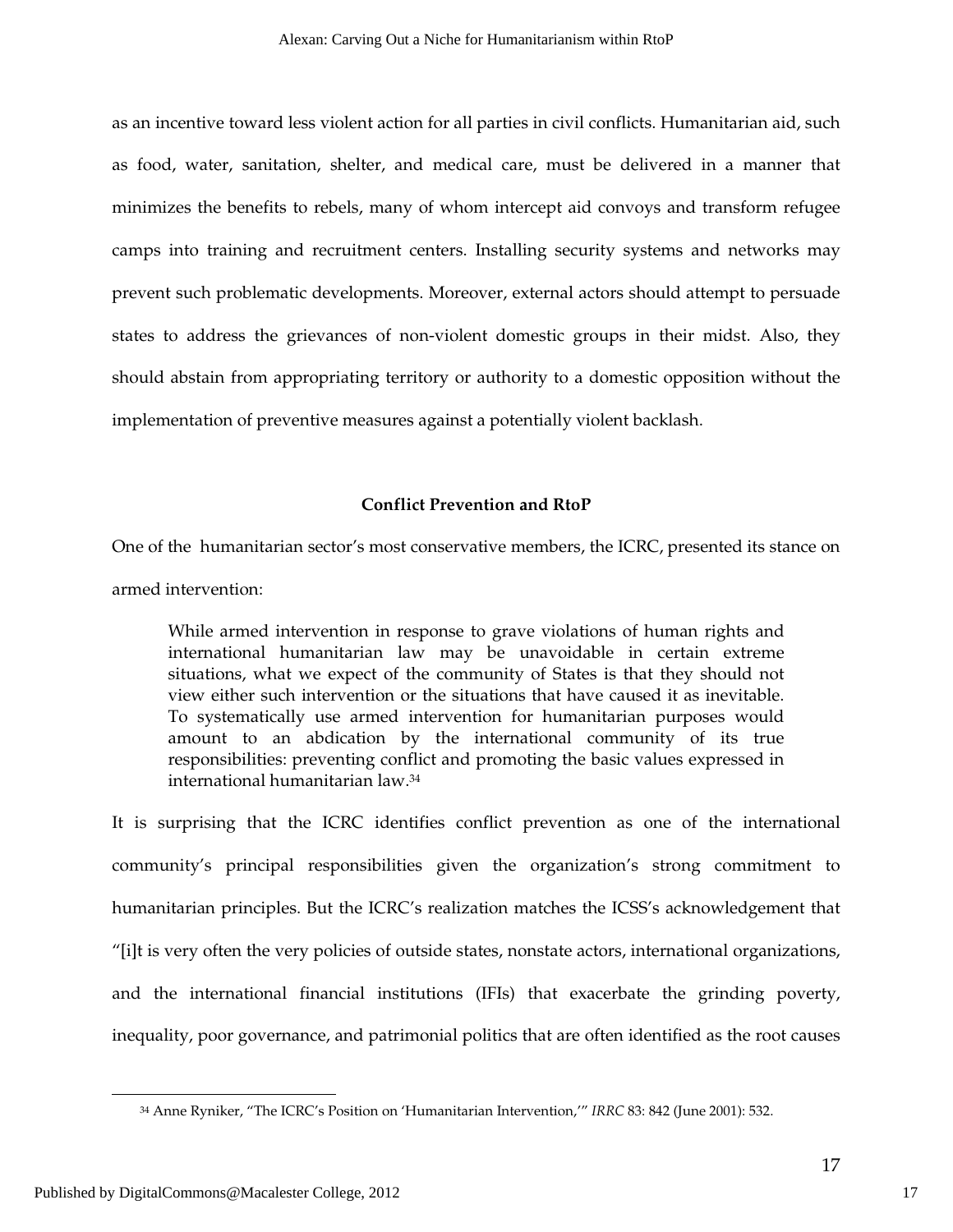as an incentive toward less violent action for all parties in civil conflicts. Humanitarian aid, such as food, water, sanitation, shelter, and medical care, must be delivered in a manner that minimizes the benefits to rebels, many of whom intercept aid convoys and transform refugee camps into training and recruitment centers. Installing security systems and networks may prevent such problematic developments. Moreover, external actors should attempt to persuade states to address the grievances of non-violent domestic groups in their midst. Also, they should abstain from appropriating territory or authority to a domestic opposition without the implementation of preventive measures against a potentially violent backlash.

### Conflict Prevention and RtoP

One of the humanitarian sector's most conservative members, the ICRC, presented its stance on armed intervention:

> While armed intervention in response to grave violations of human rights and international humanitarian law may be unavoidable in certain extreme situations, what we expect of the community of States is that they should not view either such intervention or the situations that have caused it as inevitable. To systematically use armed intervention for humanitarian purposes would amount to an abdication by the international community of its true responsibilities: preventing conflict and promoting the basic values expressed in international humanitarian law.[34]

It is surprising that the ICRC identifies conflict prevention as one of the international community's principal responsibilities given the organization's strong commitment to humanitarian principles. But the ICRC's realization matches the ICSS's acknowledgement that "[i]t is very often the very policies of outside states, nonstate actors, international organizations, and the international financial institutions (IFIs) that exacerbate the grinding poverty, inequality, poor governance, and patrimonial politics that are often identified as the root causes

---

[34] Anne Ryniker, "The ICRC's Position on 'Humanitarian Intervention,'" *IRRC* 83: 842 (June 2001): 532.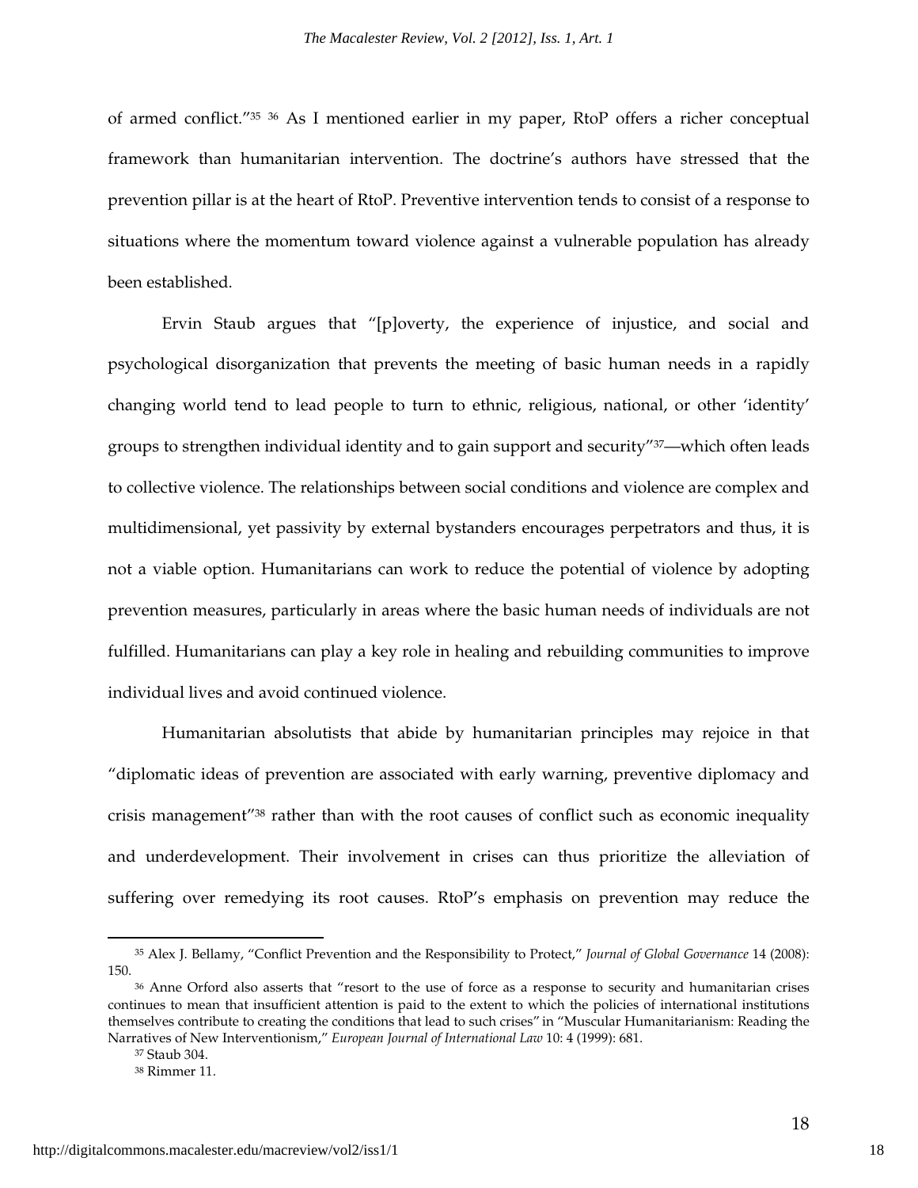of armed conflict."[35] [36] As I mentioned earlier in my paper, RtoP offers a richer conceptual framework than humanitarian intervention. The doctrine's authors have stressed that the prevention pillar is at the heart of RtoP. Preventive intervention tends to consist of a response to situations where the momentum toward violence against a vulnerable population has already been established.

Ervin Staub argues that "[p]overty, the experience of injustice, and social and psychological disorganization that prevents the meeting of basic human needs in a rapidly changing world tend to lead people to turn to ethnic, religious, national, or other 'identity' groups to strengthen individual identity and to gain support and security"[37]—which often leads to collective violence. The relationships between social conditions and violence are complex and multidimensional, yet passivity by external bystanders encourages perpetrators and thus, it is not a viable option. Humanitarians can work to reduce the potential of violence by adopting prevention measures, particularly in areas where the basic human needs of individuals are not fulfilled. Humanitarians can play a key role in healing and rebuilding communities to improve individual lives and avoid continued violence.

Humanitarian absolutists that abide by humanitarian principles may rejoice in that "diplomatic ideas of prevention are associated with early warning, preventive diplomacy and crisis management"[38] rather than with the root causes of conflict such as economic inequality and underdevelopment. Their involvement in crises can thus prioritize the alleviation of suffering over remedying its root causes. RtoP's emphasis on prevention may reduce the

---

[35] Alex J. Bellamy, "Conflict Prevention and the Responsibility to Protect," *Journal of Global Governance* 14 (2008): 150.

[36] Anne Orford also asserts that "resort to the use of force as a response to security and humanitarian crises continues to mean that insufficient attention is paid to the extent to which the policies of international institutions themselves contribute to creating the conditions that lead to such crises" in "Muscular Humanitarianism: Reading the Narratives of New Interventionism," *European Journal of International Law* 10: 4 (1999): 681.

[37] Staub 304.

[38] Rimmer 11.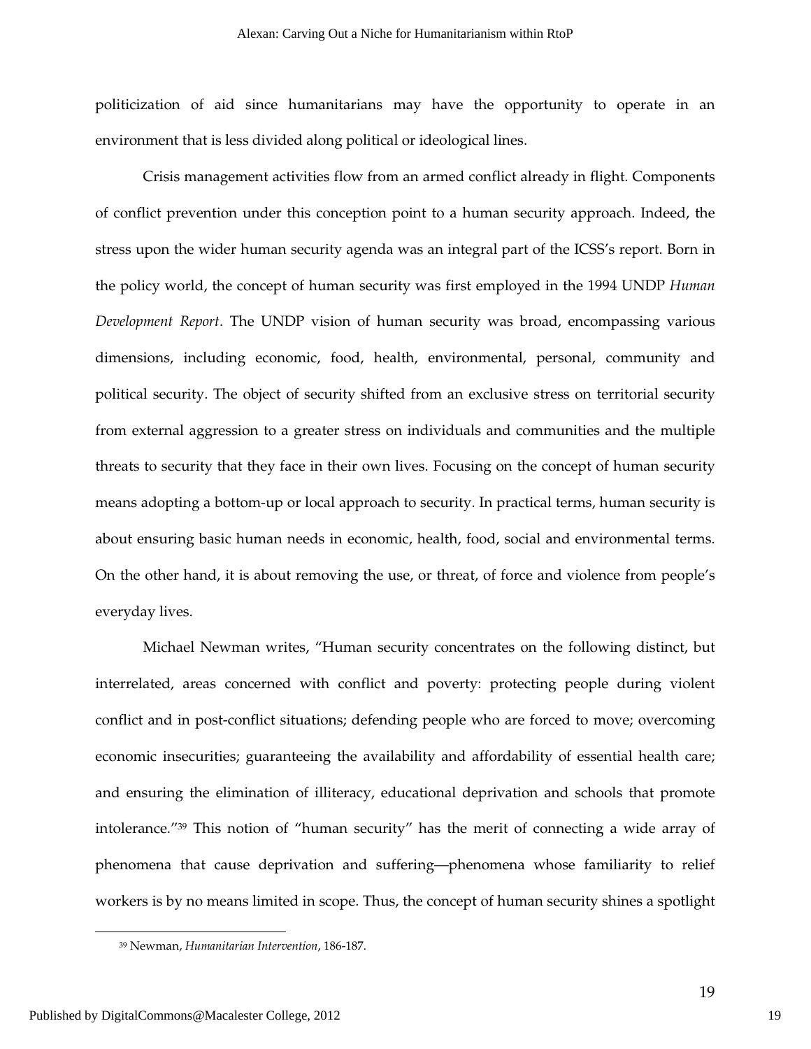politicization of aid since humanitarians may have the opportunity to operate in an environment that is less divided along political or ideological lines.

Crisis management activities flow from an armed conflict already in flight. Components of conflict prevention under this conception point to a human security approach. Indeed, the stress upon the wider human security agenda was an integral part of the ICSS's report. Born in the policy world, the concept of human security was first employed in the 1994 UNDP *Human Development Report*. The UNDP vision of human security was broad, encompassing various dimensions, including economic, food, health, environmental, personal, community and political security. The object of security shifted from an exclusive stress on territorial security from external aggression to a greater stress on individuals and communities and the multiple threats to security that they face in their own lives. Focusing on the concept of human security means adopting a bottom-up or local approach to security. In practical terms, human security is about ensuring basic human needs in economic, health, food, social and environmental terms. On the other hand, it is about removing the use, or threat, of force and violence from people's everyday lives.

Michael Newman writes, "Human security concentrates on the following distinct, but interrelated, areas concerned with conflict and poverty: protecting people during violent conflict and in post-conflict situations; defending people who are forced to move; overcoming economic insecurities; guaranteeing the availability and affordability of essential health care; and ensuring the elimination of illiteracy, educational deprivation and schools that promote intolerance."[39] This notion of "human security" has the merit of connecting a wide array of phenomena that cause deprivation and suffering—phenomena whose familiarity to relief workers is by no means limited in scope. Thus, the concept of human security shines a spotlight

[39] Newman, *Humanitarian Intervention*, 186-187.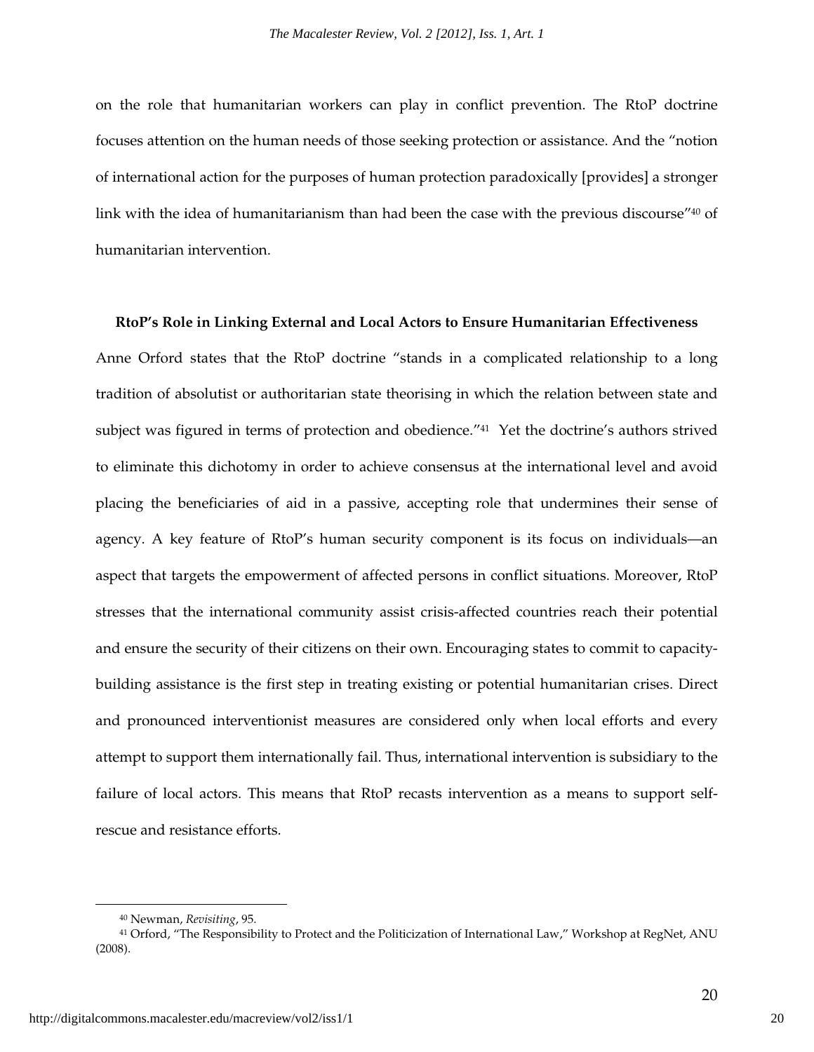on the role that humanitarian workers can play in conflict prevention. The RtoP doctrine focuses attention on the human needs of those seeking protection or assistance. And the "notion of international action for the purposes of human protection paradoxically [provides] a stronger link with the idea of humanitarianism than had been the case with the previous discourse"[40] of humanitarian intervention.

**RtoP's Role in Linking External and Local Actors to Ensure Humanitarian Effectiveness**

Anne Orford states that the RtoP doctrine "stands in a complicated relationship to a long tradition of absolutist or authoritarian state theorising in which the relation between state and subject was figured in terms of protection and obedience."[41] Yet the doctrine's authors strived to eliminate this dichotomy in order to achieve consensus at the international level and avoid placing the beneficiaries of aid in a passive, accepting role that undermines their sense of agency. A key feature of RtoP's human security component is its focus on individuals—an aspect that targets the empowerment of affected persons in conflict situations. Moreover, RtoP stresses that the international community assist crisis-affected countries reach their potential and ensure the security of their citizens on their own. Encouraging states to commit to capacity-building assistance is the first step in treating existing or potential humanitarian crises. Direct and pronounced interventionist measures are considered only when local efforts and every attempt to support them internationally fail. Thus, international intervention is subsidiary to the failure of local actors. This means that RtoP recasts intervention as a means to support self-rescue and resistance efforts.

---

[40] Newman, *Revisiting*, 95.

[41] Orford, "The Responsibility to Protect and the Politicization of International Law," Workshop at RegNet, ANU (2008).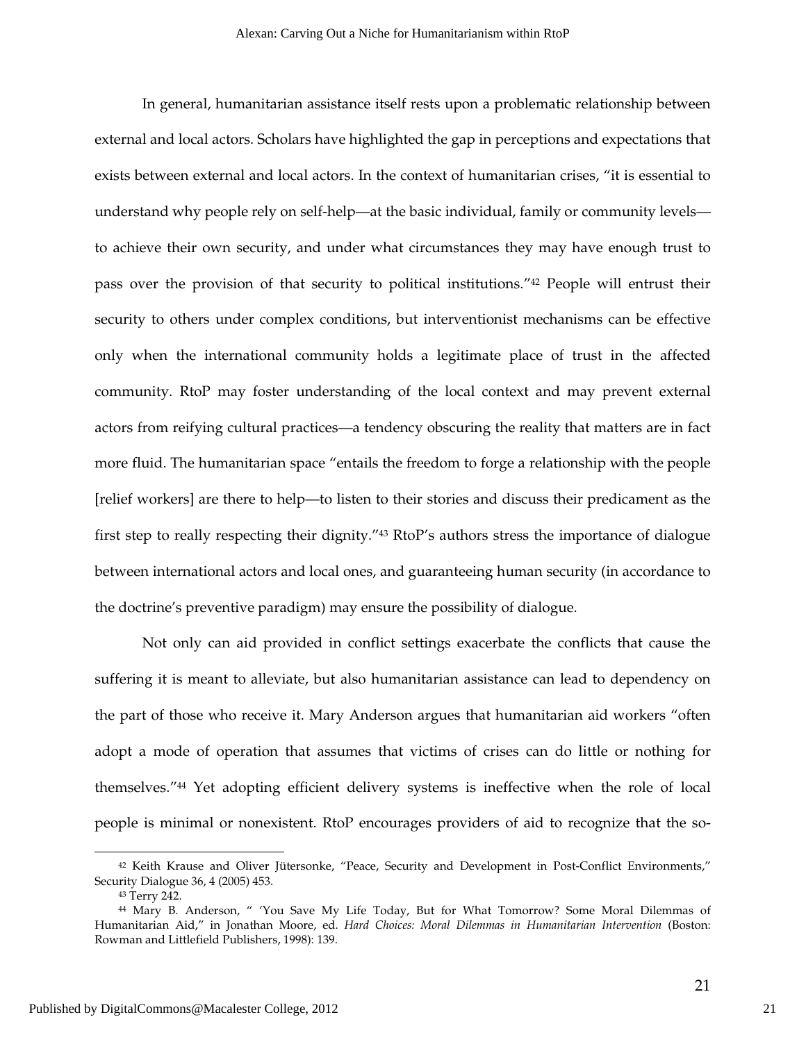In general, humanitarian assistance itself rests upon a problematic relationship between external and local actors. Scholars have highlighted the gap in perceptions and expectations that exists between external and local actors. In the context of humanitarian crises, "it is essential to understand why people rely on self-help—at the basic individual, family or community levels—to achieve their own security, and under what circumstances they may have enough trust to pass over the provision of that security to political institutions."[42] People will entrust their security to others under complex conditions, but interventionist mechanisms can be effective only when the international community holds a legitimate place of trust in the affected community. RtoP may foster understanding of the local context and may prevent external actors from reifying cultural practices—a tendency obscuring the reality that matters are in fact more fluid. The humanitarian space "entails the freedom to forge a relationship with the people [relief workers] are there to help—to listen to their stories and discuss their predicament as the first step to really respecting their dignity."[43] RtoP's authors stress the importance of dialogue between international actors and local ones, and guaranteeing human security (in accordance to the doctrine's preventive paradigm) may ensure the possibility of dialogue.

Not only can aid provided in conflict settings exacerbate the conflicts that cause the suffering it is meant to alleviate, but also humanitarian assistance can lead to dependency on the part of those who receive it. Mary Anderson argues that humanitarian aid workers "often adopt a mode of operation that assumes that victims of crises can do little or nothing for themselves."[44] Yet adopting efficient delivery systems is ineffective when the role of local people is minimal or nonexistent. RtoP encourages providers of aid to recognize that the so-

---

[42] Keith Krause and Oliver Jütersonke, "Peace, Security and Development in Post-Conflict Environments," Security Dialogue 36, 4 (2005) 453.

[43] Terry 242.

[44] Mary B. Anderson, " 'You Save My Life Today, But for What Tomorrow? Some Moral Dilemmas of Humanitarian Aid," in Jonathan Moore, ed. *Hard Choices: Moral Dilemmas in Humanitarian Intervention* (Boston: Rowman and Littlefield Publishers, 1998): 139.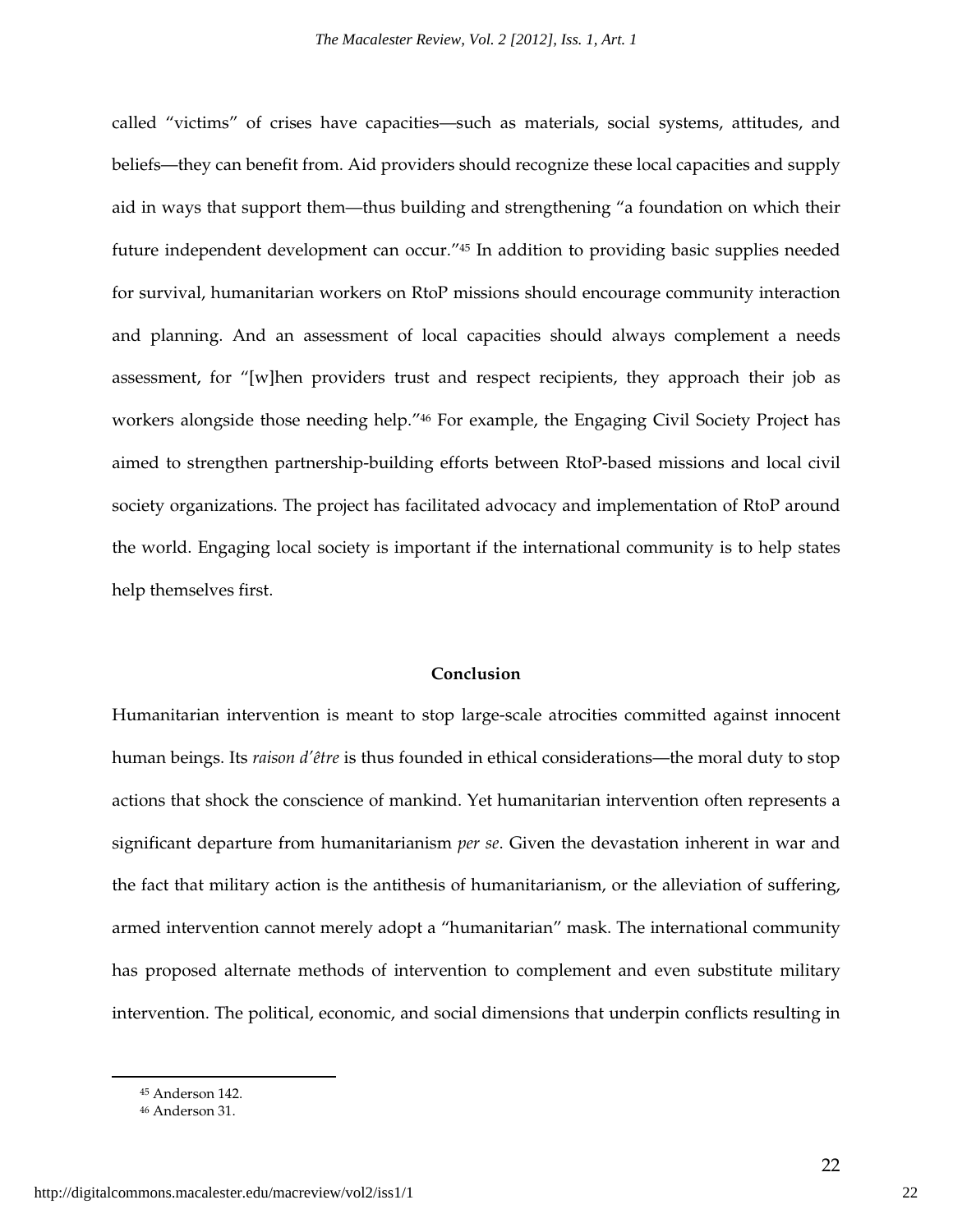called "victims" of crises have capacities—such as materials, social systems, attitudes, and beliefs—they can benefit from. Aid providers should recognize these local capacities and supply aid in ways that support them—thus building and strengthening "a foundation on which their future independent development can occur."[45] In addition to providing basic supplies needed for survival, humanitarian workers on RtoP missions should encourage community interaction and planning. And an assessment of local capacities should always complement a needs assessment, for "[w]hen providers trust and respect recipients, they approach their job as workers alongside those needing help."[46] For example, the Engaging Civil Society Project has aimed to strengthen partnership-building efforts between RtoP-based missions and local civil society organizations. The project has facilitated advocacy and implementation of RtoP around the world. Engaging local society is important if the international community is to help states help themselves first.

## Conclusion

Humanitarian intervention is meant to stop large-scale atrocities committed against innocent human beings. Its *raison d'être* is thus founded in ethical considerations—the moral duty to stop actions that shock the conscience of mankind. Yet humanitarian intervention often represents a significant departure from humanitarianism *per se*. Given the devastation inherent in war and the fact that military action is the antithesis of humanitarianism, or the alleviation of suffering, armed intervention cannot merely adopt a "humanitarian" mask. The international community has proposed alternate methods of intervention to complement and even substitute military intervention. The political, economic, and social dimensions that underpin conflicts resulting in

---

[45] Anderson 142.

[46] Anderson 31.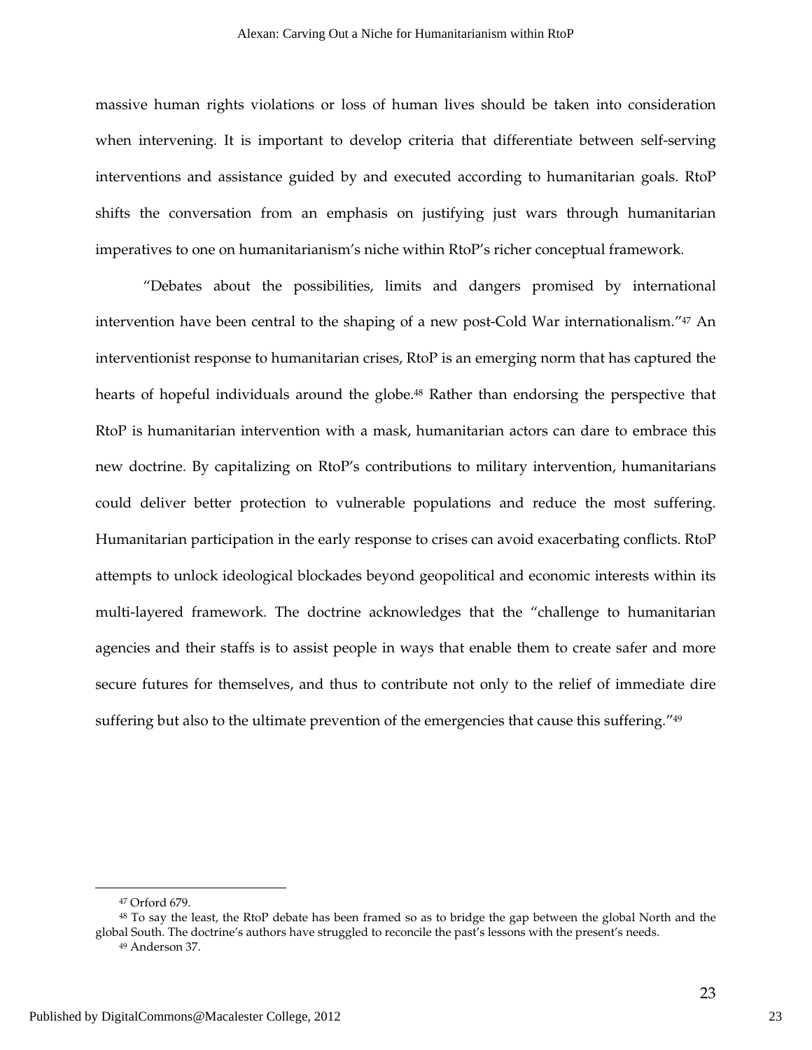massive human rights violations or loss of human lives should be taken into consideration when intervening. It is important to develop criteria that differentiate between self-serving interventions and assistance guided by and executed according to humanitarian goals. RtoP shifts the conversation from an emphasis on justifying just wars through humanitarian imperatives to one on humanitarianism's niche within RtoP's richer conceptual framework.

"Debates about the possibilities, limits and dangers promised by international intervention have been central to the shaping of a new post-Cold War internationalism."[47] An interventionist response to humanitarian crises, RtoP is an emerging norm that has captured the hearts of hopeful individuals around the globe.[48] Rather than endorsing the perspective that RtoP is humanitarian intervention with a mask, humanitarian actors can dare to embrace this new doctrine. By capitalizing on RtoP's contributions to military intervention, humanitarians could deliver better protection to vulnerable populations and reduce the most suffering. Humanitarian participation in the early response to crises can avoid exacerbating conflicts. RtoP attempts to unlock ideological blockades beyond geopolitical and economic interests within its multi-layered framework. The doctrine acknowledges that the "challenge to humanitarian agencies and their staffs is to assist people in ways that enable them to create safer and more secure futures for themselves, and thus to contribute not only to the relief of immediate dire suffering but also to the ultimate prevention of the emergencies that cause this suffering."[49]

---

[47] Orford 679.

[48] To say the least, the RtoP debate has been framed so as to bridge the gap between the global North and the global South. The doctrine's authors have struggled to reconcile the past's lessons with the present's needs.

[49] Anderson 37.